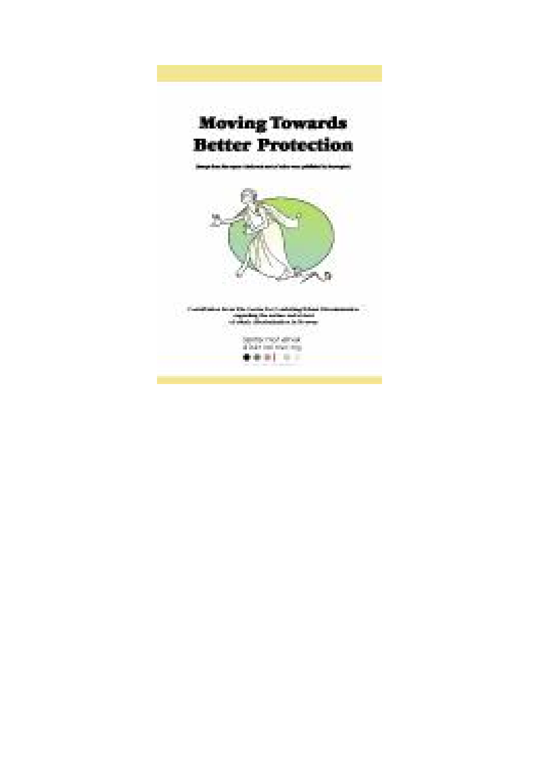# Moving Towards Better Protection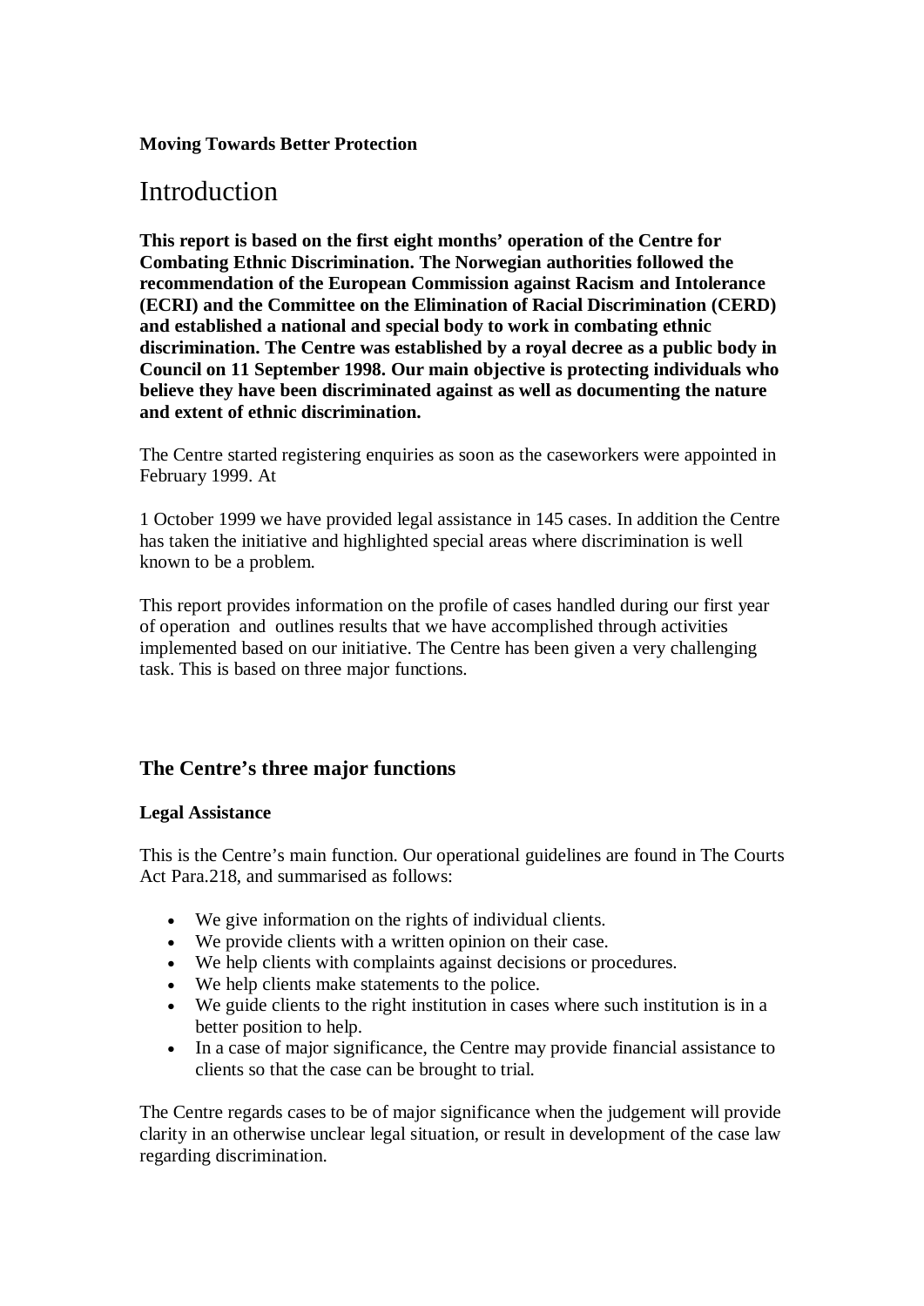**Moving Towards Better Protection**

# Introduction

**This report is based on the first eight months' operation of the Centre for Combating Ethnic Discrimination. The Norwegian authorities followed the recommendation of the European Commission against Racism and Intolerance (ECRI) and the Committee on the Elimination of Racial Discrimination (CERD) and established a national and special body to work in combating ethnic discrimination. The Centre was established by a royal decree as a public body in Council on 11 September 1998. Our main objective is protecting individuals who believe they have been discriminated against as well as documenting the nature and extent of ethnic discrimination.**

The Centre started registering enquiries as soon as the caseworkers were appointed in February 1999. At

1 October 1999 we have provided legal assistance in 145 cases. In addition the Centre has taken the initiative and highlighted special areas where discrimination is well known to be a problem.

This report provides information on the profile of cases handled during our first year of operation and outlines results that we have accomplished through activities implemented based on our initiative. The Centre has been given a very challenging task. This is based on three major functions.

## The Centre's three major functions

### Legal Assistance

This is the Centre's main function. Our operational guidelines are found in The Courts Act Para.218, and summarised as follows:

- We give information on the rights of individual clients.
- We provide clients with a written opinion on their case.
- We help clients with complaints against decisions or procedures.
- We help clients make statements to the police.
- We guide clients to the right institution in cases where such institution is in a better position to help.
- In a case of major significance, the Centre may provide financial assistance to clients so that the case can be brought to trial.

The Centre regards cases to be of major significance when the judgement will provide clarity in an otherwise unclear legal situation, or result in development of the case law regarding discrimination.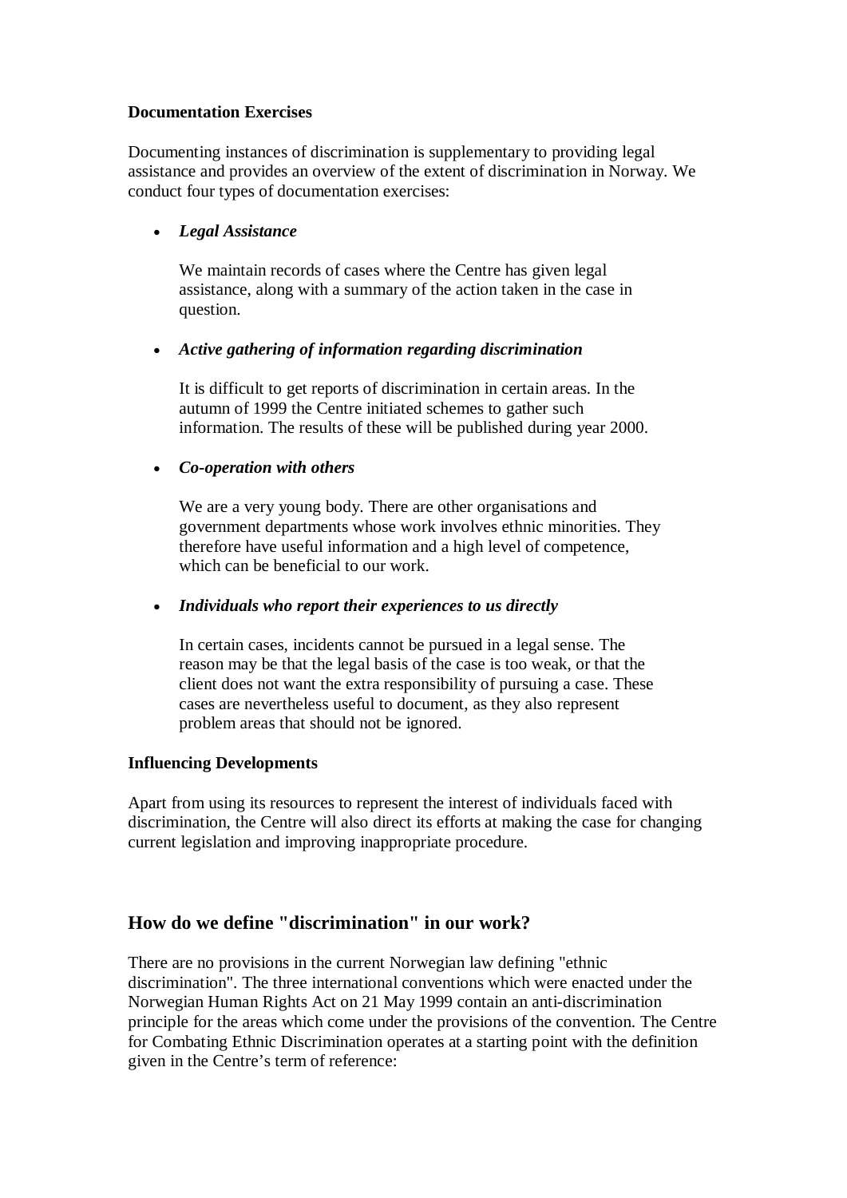**Documentation Exercises**

Documenting instances of discrimination is supplementary to providing legal assistance and provides an overview of the extent of discrimination in Norway. We conduct four types of documentation exercises:

- ***Legal Assistance***

  We maintain records of cases where the Centre has given legal assistance, along with a summary of the action taken in the case in question.

- ***Active gathering of information regarding discrimination***

  It is difficult to get reports of discrimination in certain areas. In the autumn of 1999 the Centre initiated schemes to gather such information. The results of these will be published during year 2000.

- ***Co-operation with others***

  We are a very young body. There are other organisations and government departments whose work involves ethnic minorities. They therefore have useful information and a high level of competence, which can be beneficial to our work.

- ***Individuals who report their experiences to us directly***

  In certain cases, incidents cannot be pursued in a legal sense. The reason may be that the legal basis of the case is too weak, or that the client does not want the extra responsibility of pursuing a case. These cases are nevertheless useful to document, as they also represent problem areas that should not be ignored.

**Influencing Developments**

Apart from using its resources to represent the interest of individuals faced with discrimination, the Centre will also direct its efforts at making the case for changing current legislation and improving inappropriate procedure.

## How do we define "discrimination" in our work?

There are no provisions in the current Norwegian law defining "ethnic discrimination". The three international conventions which were enacted under the Norwegian Human Rights Act on 21 May 1999 contain an anti-discrimination principle for the areas which come under the provisions of the convention. The Centre for Combating Ethnic Discrimination operates at a starting point with the definition given in the Centre's term of reference: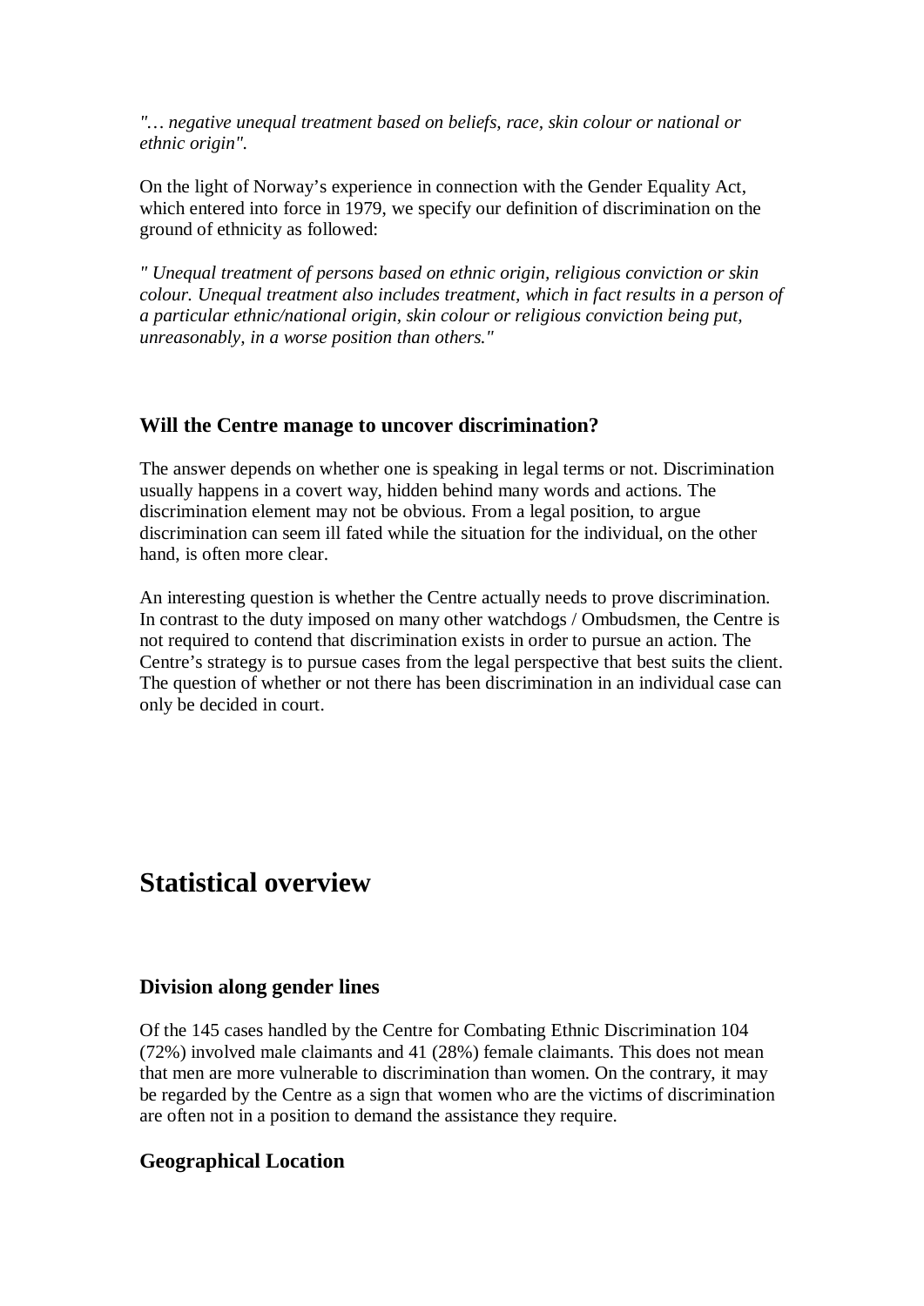*"… negative unequal treatment based on beliefs, race, skin colour or national or ethnic origin".*

On the light of Norway's experience in connection with the Gender Equality Act, which entered into force in 1979, we specify our definition of discrimination on the ground of ethnicity as followed:

*" Unequal treatment of persons based on ethnic origin, religious conviction or skin colour. Unequal treatment also includes treatment, which in fact results in a person of a particular ethnic/national origin, skin colour or religious conviction being put, unreasonably, in a worse position than others."*

### Will the Centre manage to uncover discrimination?

The answer depends on whether one is speaking in legal terms or not. Discrimination usually happens in a covert way, hidden behind many words and actions. The discrimination element may not be obvious. From a legal position, to argue discrimination can seem ill fated while the situation for the individual, on the other hand, is often more clear.

An interesting question is whether the Centre actually needs to prove discrimination. In contrast to the duty imposed on many other watchdogs / Ombudsmen, the Centre is not required to contend that discrimination exists in order to pursue an action. The Centre's strategy is to pursue cases from the legal perspective that best suits the client. The question of whether or not there has been discrimination in an individual case can only be decided in court.

## Statistical overview

### Division along gender lines

Of the 145 cases handled by the Centre for Combating Ethnic Discrimination 104 (72%) involved male claimants and 41 (28%) female claimants. This does not mean that men are more vulnerable to discrimination than women. On the contrary, it may be regarded by the Centre as a sign that women who are the victims of discrimination are often not in a position to demand the assistance they require.

### Geographical Location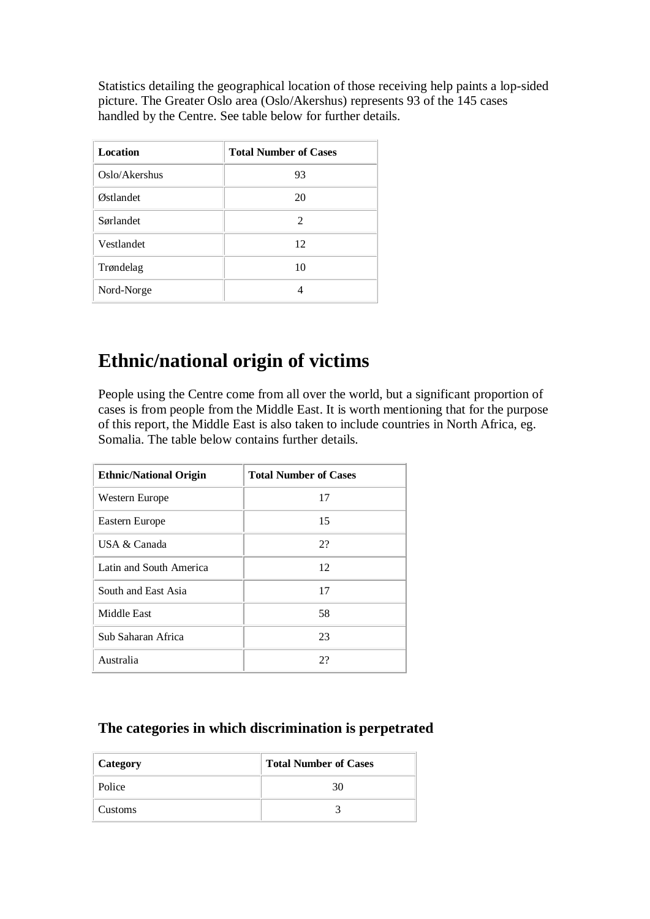Statistics detailing the geographical location of those receiving help paints a lop-sided picture. The Greater Oslo area (Oslo/Akershus) represents 93 of the 145 cases handled by the Centre. See table below for further details.

| Location | Total Number of Cases |
| --- | --- |
| Oslo/Akershus | 93 |
| Østlandet | 20 |
| Sørlandet | 2 |
| Vestlandet | 12 |
| Trøndelag | 10 |
| Nord-Norge | 4 |

# Ethnic/national origin of victims

People using the Centre come from all over the world, but a significant proportion of cases is from people from the Middle East. It is worth mentioning that for the purpose of this report, the Middle East is also taken to include countries in North Africa, eg. Somalia. The table below contains further details.

| Ethnic/National Origin | Total Number of Cases |
| --- | --- |
| Western Europe | 17 |
| Eastern Europe | 15 |
| USA & Canada | 2? |
| Latin and South America | 12 |
| South and East Asia | 17 |
| Middle East | 58 |
| Sub Saharan Africa | 23 |
| Australia | 2? |

### The categories in which discrimination is perpetrated

| Category | Total Number of Cases |
| --- | --- |
| Police | 30 |
| Customs | 3 |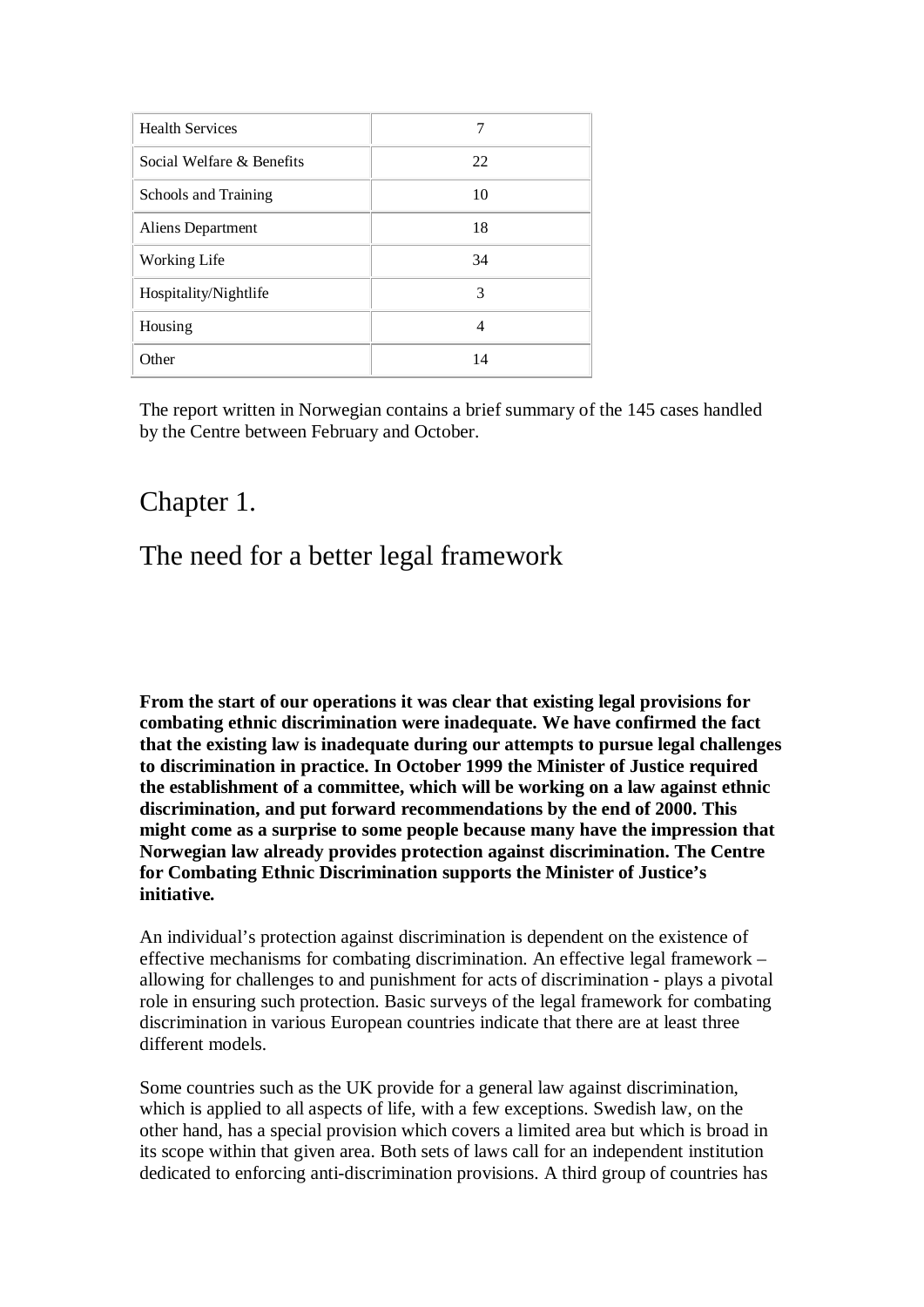| Health Services | 7 |
|---|---|
| Social Welfare & Benefits | 22 |
| Schools and Training | 10 |
| Aliens Department | 18 |
| Working Life | 34 |
| Hospitality/Nightlife | 3 |
| Housing | 4 |
| Other | 14 |

The report written in Norwegian contains a brief summary of the 145 cases handled by the Centre between February and October.

# Chapter 1.

# The need for a better legal framework

**From the start of our operations it was clear that existing legal provisions for combating ethnic discrimination were inadequate. We have confirmed the fact that the existing law is inadequate during our attempts to pursue legal challenges to discrimination in practice. In October 1999 the Minister of Justice required the establishment of a committee, which will be working on a law against ethnic discrimination, and put forward recommendations by the end of 2000. This might come as a surprise to some people because many have the impression that Norwegian law already provides protection against discrimination. The Centre for Combating Ethnic Discrimination supports the Minister of Justice's initiative.**

An individual's protection against discrimination is dependent on the existence of effective mechanisms for combating discrimination. An effective legal framework – allowing for challenges to and punishment for acts of discrimination - plays a pivotal role in ensuring such protection. Basic surveys of the legal framework for combating discrimination in various European countries indicate that there are at least three different models.

Some countries such as the UK provide for a general law against discrimination, which is applied to all aspects of life, with a few exceptions. Swedish law, on the other hand, has a special provision which covers a limited area but which is broad in its scope within that given area. Both sets of laws call for an independent institution dedicated to enforcing anti-discrimination provisions. A third group of countries has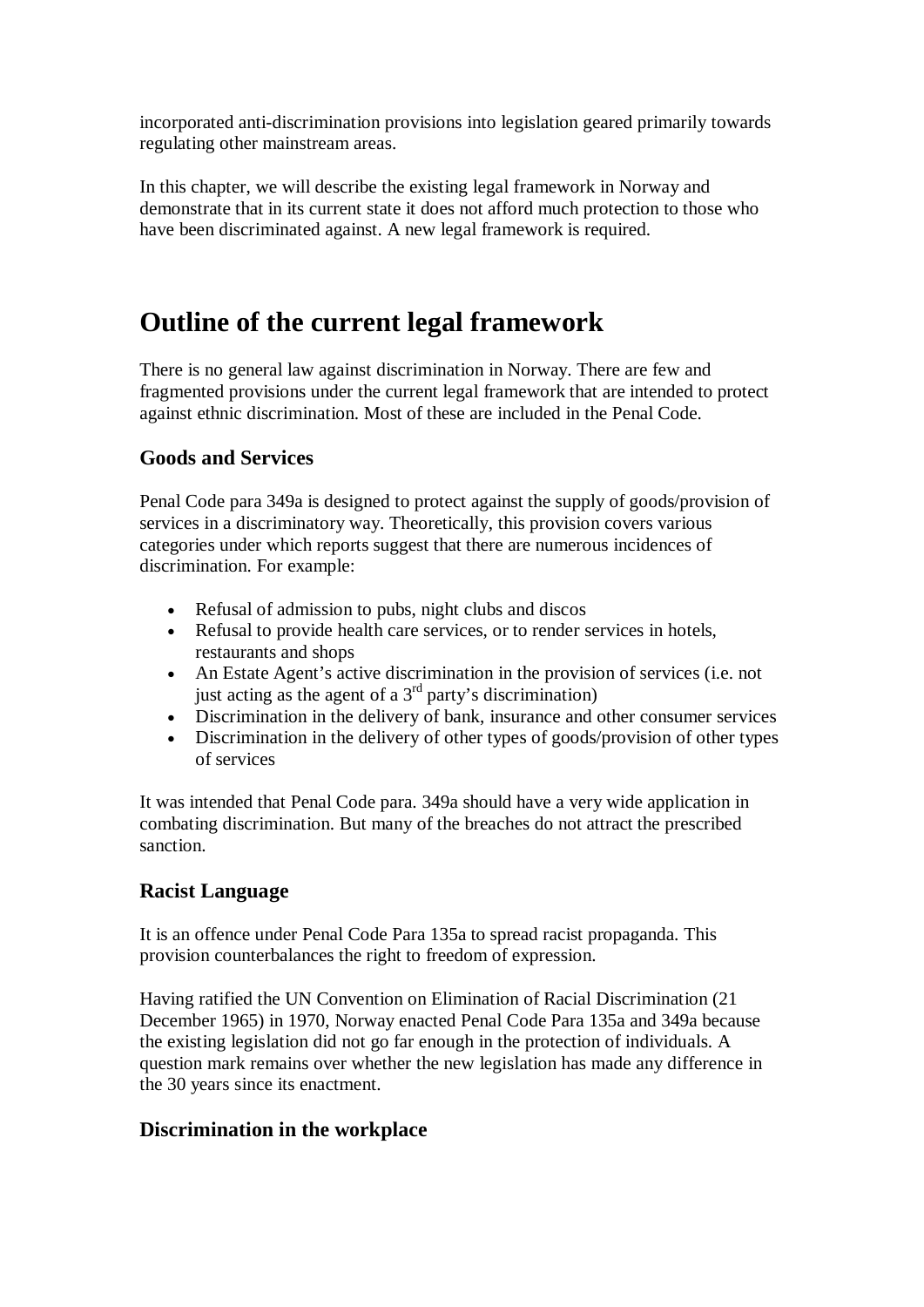incorporated anti-discrimination provisions into legislation geared primarily towards regulating other mainstream areas.

In this chapter, we will describe the existing legal framework in Norway and demonstrate that in its current state it does not afford much protection to those who have been discriminated against. A new legal framework is required.

# Outline of the current legal framework

There is no general law against discrimination in Norway. There are few and fragmented provisions under the current legal framework that are intended to protect against ethnic discrimination. Most of these are included in the Penal Code.

### Goods and Services

Penal Code para 349a is designed to protect against the supply of goods/provision of services in a discriminatory way. Theoretically, this provision covers various categories under which reports suggest that there are numerous incidences of discrimination. For example:

- Refusal of admission to pubs, night clubs and discos
- Refusal to provide health care services, or to render services in hotels, restaurants and shops
- An Estate Agent's active discrimination in the provision of services (i.e. not just acting as the agent of a 3rd party's discrimination)
- Discrimination in the delivery of bank, insurance and other consumer services
- Discrimination in the delivery of other types of goods/provision of other types of services

It was intended that Penal Code para. 349a should have a very wide application in combating discrimination. But many of the breaches do not attract the prescribed sanction.

### Racist Language

It is an offence under Penal Code Para 135a to spread racist propaganda. This provision counterbalances the right to freedom of expression.

Having ratified the UN Convention on Elimination of Racial Discrimination (21 December 1965) in 1970, Norway enacted Penal Code Para 135a and 349a because the existing legislation did not go far enough in the protection of individuals. A question mark remains over whether the new legislation has made any difference in the 30 years since its enactment.

### Discrimination in the workplace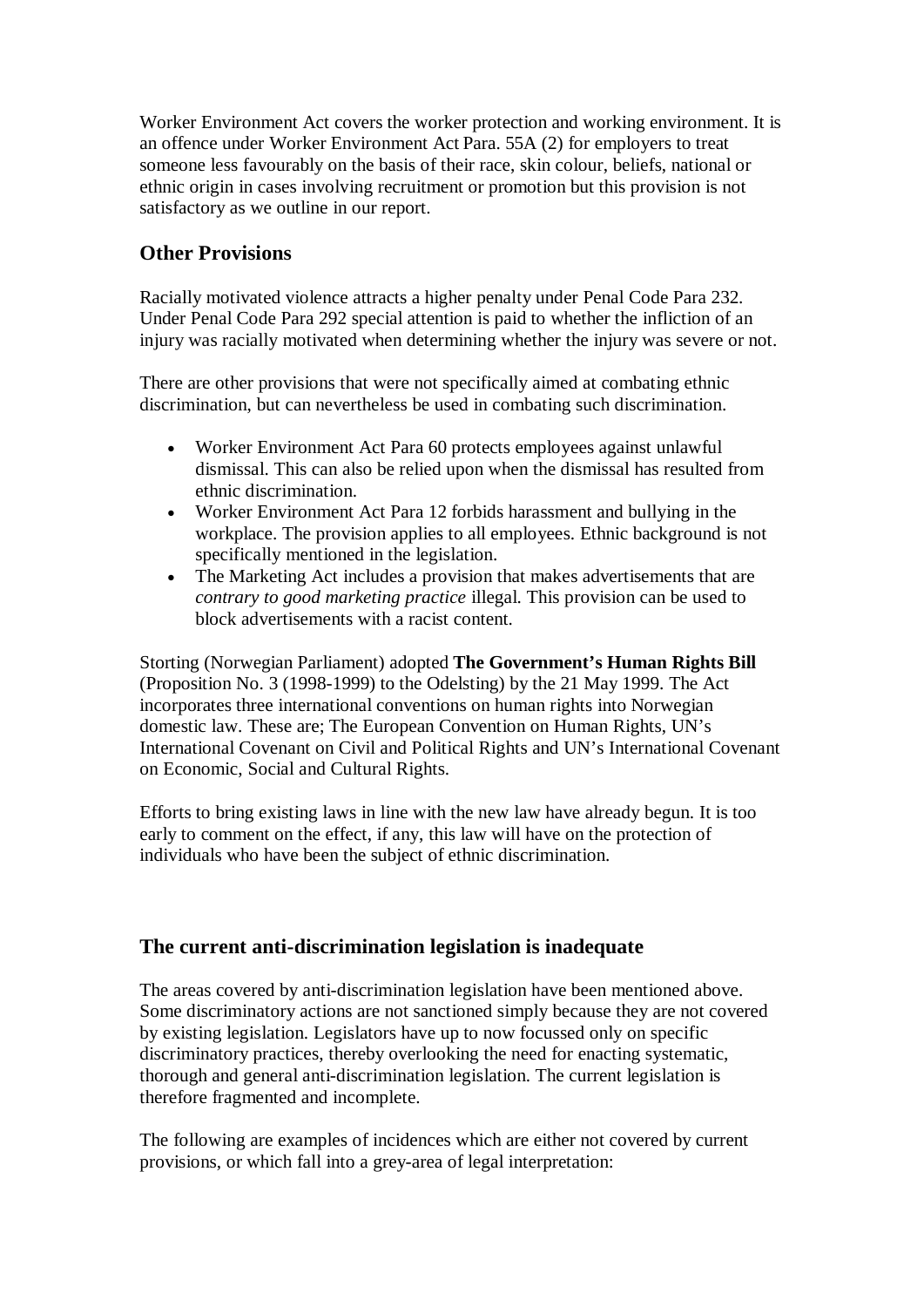Worker Environment Act covers the worker protection and working environment. It is an offence under Worker Environment Act Para. 55A (2) for employers to treat someone less favourably on the basis of their race, skin colour, beliefs, national or ethnic origin in cases involving recruitment or promotion but this provision is not satisfactory as we outline in our report.

### Other Provisions

Racially motivated violence attracts a higher penalty under Penal Code Para 232. Under Penal Code Para 292 special attention is paid to whether the infliction of an injury was racially motivated when determining whether the injury was severe or not.

There are other provisions that were not specifically aimed at combating ethnic discrimination, but can nevertheless be used in combating such discrimination.

- Worker Environment Act Para 60 protects employees against unlawful dismissal. This can also be relied upon when the dismissal has resulted from ethnic discrimination.
- Worker Environment Act Para 12 forbids harassment and bullying in the workplace. The provision applies to all employees. Ethnic background is not specifically mentioned in the legislation.
- The Marketing Act includes a provision that makes advertisements that are *contrary to good marketing practice* illegal. This provision can be used to block advertisements with a racist content.

Storting (Norwegian Parliament) adopted **The Government's Human Rights Bill** (Proposition No. 3 (1998-1999) to the Odelsting) by the 21 May 1999. The Act incorporates three international conventions on human rights into Norwegian domestic law. These are; The European Convention on Human Rights, UN's International Covenant on Civil and Political Rights and UN's International Covenant on Economic, Social and Cultural Rights.

Efforts to bring existing laws in line with the new law have already begun. It is too early to comment on the effect, if any, this law will have on the protection of individuals who have been the subject of ethnic discrimination.

### The current anti-discrimination legislation is inadequate

The areas covered by anti-discrimination legislation have been mentioned above. Some discriminatory actions are not sanctioned simply because they are not covered by existing legislation. Legislators have up to now focussed only on specific discriminatory practices, thereby overlooking the need for enacting systematic, thorough and general anti-discrimination legislation. The current legislation is therefore fragmented and incomplete.

The following are examples of incidences which are either not covered by current provisions, or which fall into a grey-area of legal interpretation: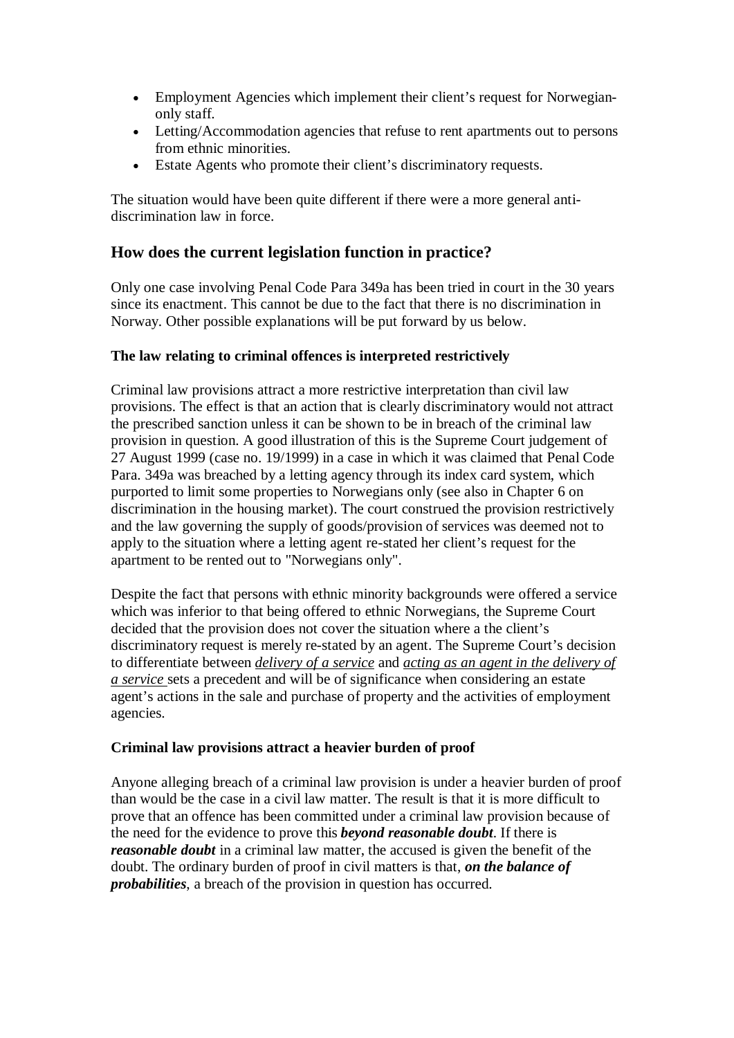- Employment Agencies which implement their client's request for Norwegian-only staff.
- Letting/Accommodation agencies that refuse to rent apartments out to persons from ethnic minorities.
- Estate Agents who promote their client's discriminatory requests.

The situation would have been quite different if there were a more general anti-discrimination law in force.

## How does the current legislation function in practice?

Only one case involving Penal Code Para 349a has been tried in court in the 30 years since its enactment. This cannot be due to the fact that there is no discrimination in Norway. Other possible explanations will be put forward by us below.

**The law relating to criminal offences is interpreted restrictively**

Criminal law provisions attract a more restrictive interpretation than civil law provisions. The effect is that an action that is clearly discriminatory would not attract the prescribed sanction unless it can be shown to be in breach of the criminal law provision in question. A good illustration of this is the Supreme Court judgement of 27 August 1999 (case no. 19/1999) in a case in which it was claimed that Penal Code Para. 349a was breached by a letting agency through its index card system, which purported to limit some properties to Norwegians only (see also in Chapter 6 on discrimination in the housing market). The court construed the provision restrictively and the law governing the supply of goods/provision of services was deemed not to apply to the situation where a letting agent re-stated her client's request for the apartment to be rented out to "Norwegians only".

Despite the fact that persons with ethnic minority backgrounds were offered a service which was inferior to that being offered to ethnic Norwegians, the Supreme Court decided that the provision does not cover the situation where a the client's discriminatory request is merely re-stated by an agent. The Supreme Court's decision to differentiate between _delivery of a service_ and _acting as an agent in the delivery of a service_ sets a precedent and will be of significance when considering an estate agent's actions in the sale and purchase of property and the activities of employment agencies.

**Criminal law provisions attract a heavier burden of proof**

Anyone alleging breach of a criminal law provision is under a heavier burden of proof than would be the case in a civil law matter. The result is that it is more difficult to prove that an offence has been committed under a criminal law provision because of the need for the evidence to prove this ***beyond reasonable doubt***. If there is ***reasonable doubt*** in a criminal law matter, the accused is given the benefit of the doubt. The ordinary burden of proof in civil matters is that, ***on the balance of probabilities***, a breach of the provision in question has occurred.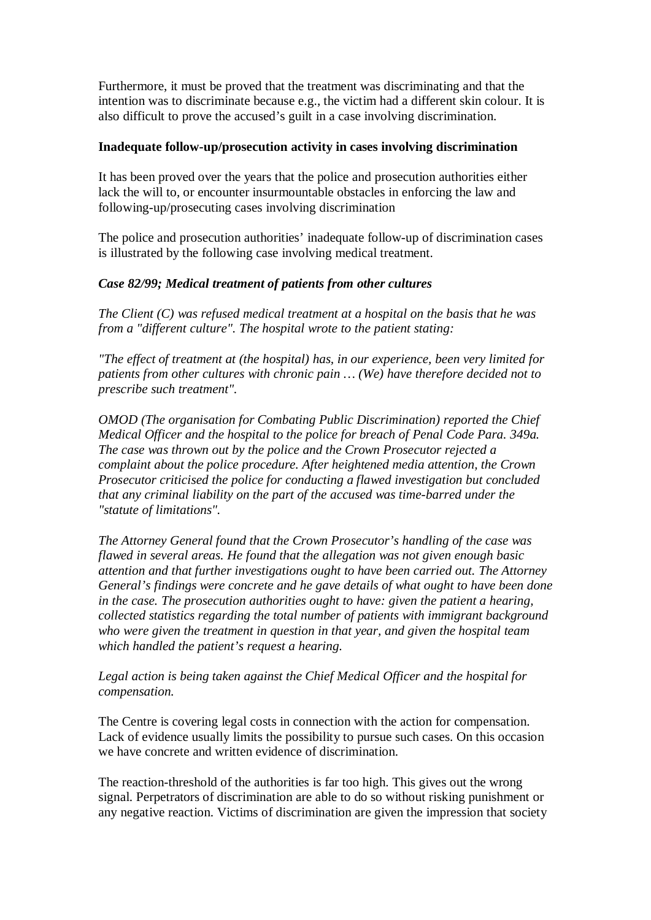Furthermore, it must be proved that the treatment was discriminating and that the intention was to discriminate because e.g., the victim had a different skin colour. It is also difficult to prove the accused's guilt in a case involving discrimination.

**Inadequate follow-up/prosecution activity in cases involving discrimination**

It has been proved over the years that the police and prosecution authorities either lack the will to, or encounter insurmountable obstacles in enforcing the law and following-up/prosecuting cases involving discrimination

The police and prosecution authorities' inadequate follow-up of discrimination cases is illustrated by the following case involving medical treatment.

***Case 82/99; Medical treatment of patients from other cultures***

*The Client (C) was refused medical treatment at a hospital on the basis that he was from a "different culture". The hospital wrote to the patient stating:*

*"The effect of treatment at (the hospital) has, in our experience, been very limited for patients from other cultures with chronic pain … (We) have therefore decided not to prescribe such treatment".*

*OMOD (The organisation for Combating Public Discrimination) reported the Chief Medical Officer and the hospital to the police for breach of Penal Code Para. 349a. The case was thrown out by the police and the Crown Prosecutor rejected a complaint about the police procedure. After heightened media attention, the Crown Prosecutor criticised the police for conducting a flawed investigation but concluded that any criminal liability on the part of the accused was time-barred under the "statute of limitations".*

*The Attorney General found that the Crown Prosecutor's handling of the case was flawed in several areas. He found that the allegation was not given enough basic attention and that further investigations ought to have been carried out. The Attorney General's findings were concrete and he gave details of what ought to have been done in the case. The prosecution authorities ought to have: given the patient a hearing, collected statistics regarding the total number of patients with immigrant background who were given the treatment in question in that year, and given the hospital team which handled the patient's request a hearing.*

*Legal action is being taken against the Chief Medical Officer and the hospital for compensation.*

The Centre is covering legal costs in connection with the action for compensation. Lack of evidence usually limits the possibility to pursue such cases. On this occasion we have concrete and written evidence of discrimination.

The reaction-threshold of the authorities is far too high. This gives out the wrong signal. Perpetrators of discrimination are able to do so without risking punishment or any negative reaction. Victims of discrimination are given the impression that society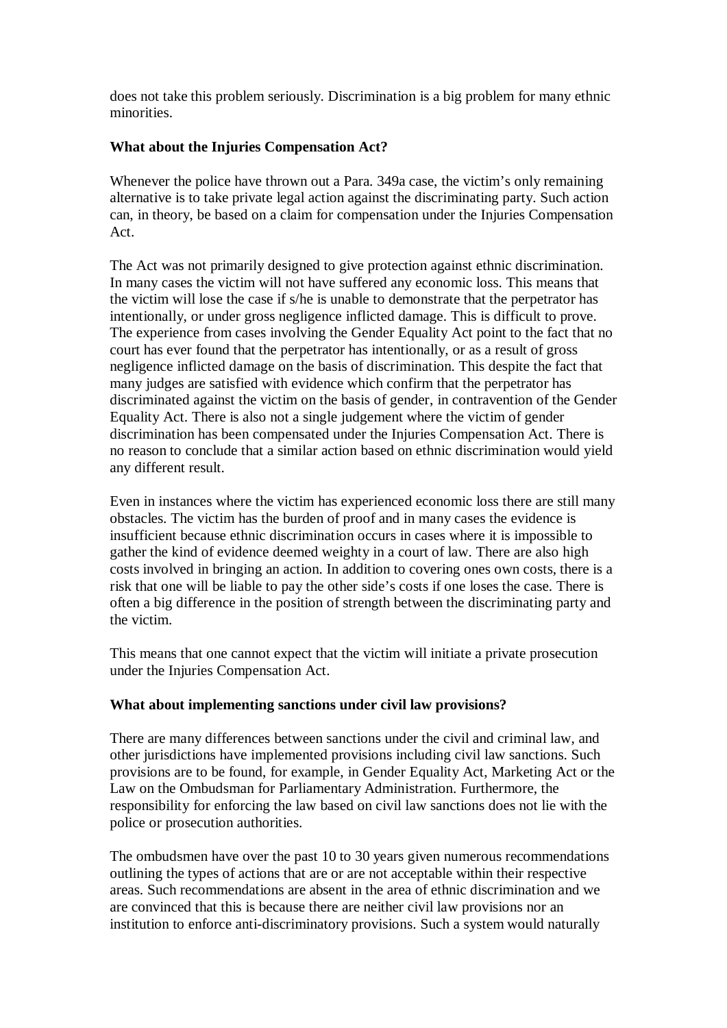does not take this problem seriously. Discrimination is a big problem for many ethnic minorities.

**What about the Injuries Compensation Act?**

Whenever the police have thrown out a Para. 349a case, the victim's only remaining alternative is to take private legal action against the discriminating party. Such action can, in theory, be based on a claim for compensation under the Injuries Compensation Act.

The Act was not primarily designed to give protection against ethnic discrimination. In many cases the victim will not have suffered any economic loss. This means that the victim will lose the case if s/he is unable to demonstrate that the perpetrator has intentionally, or under gross negligence inflicted damage. This is difficult to prove. The experience from cases involving the Gender Equality Act point to the fact that no court has ever found that the perpetrator has intentionally, or as a result of gross negligence inflicted damage on the basis of discrimination. This despite the fact that many judges are satisfied with evidence which confirm that the perpetrator has discriminated against the victim on the basis of gender, in contravention of the Gender Equality Act. There is also not a single judgement where the victim of gender discrimination has been compensated under the Injuries Compensation Act. There is no reason to conclude that a similar action based on ethnic discrimination would yield any different result.

Even in instances where the victim has experienced economic loss there are still many obstacles. The victim has the burden of proof and in many cases the evidence is insufficient because ethnic discrimination occurs in cases where it is impossible to gather the kind of evidence deemed weighty in a court of law. There are also high costs involved in bringing an action. In addition to covering ones own costs, there is a risk that one will be liable to pay the other side's costs if one loses the case. There is often a big difference in the position of strength between the discriminating party and the victim.

This means that one cannot expect that the victim will initiate a private prosecution under the Injuries Compensation Act.

**What about implementing sanctions under civil law provisions?**

There are many differences between sanctions under the civil and criminal law, and other jurisdictions have implemented provisions including civil law sanctions. Such provisions are to be found, for example, in Gender Equality Act, Marketing Act or the Law on the Ombudsman for Parliamentary Administration. Furthermore, the responsibility for enforcing the law based on civil law sanctions does not lie with the police or prosecution authorities.

The ombudsmen have over the past 10 to 30 years given numerous recommendations outlining the types of actions that are or are not acceptable within their respective areas. Such recommendations are absent in the area of ethnic discrimination and we are convinced that this is because there are neither civil law provisions nor an institution to enforce anti-discriminatory provisions. Such a system would naturally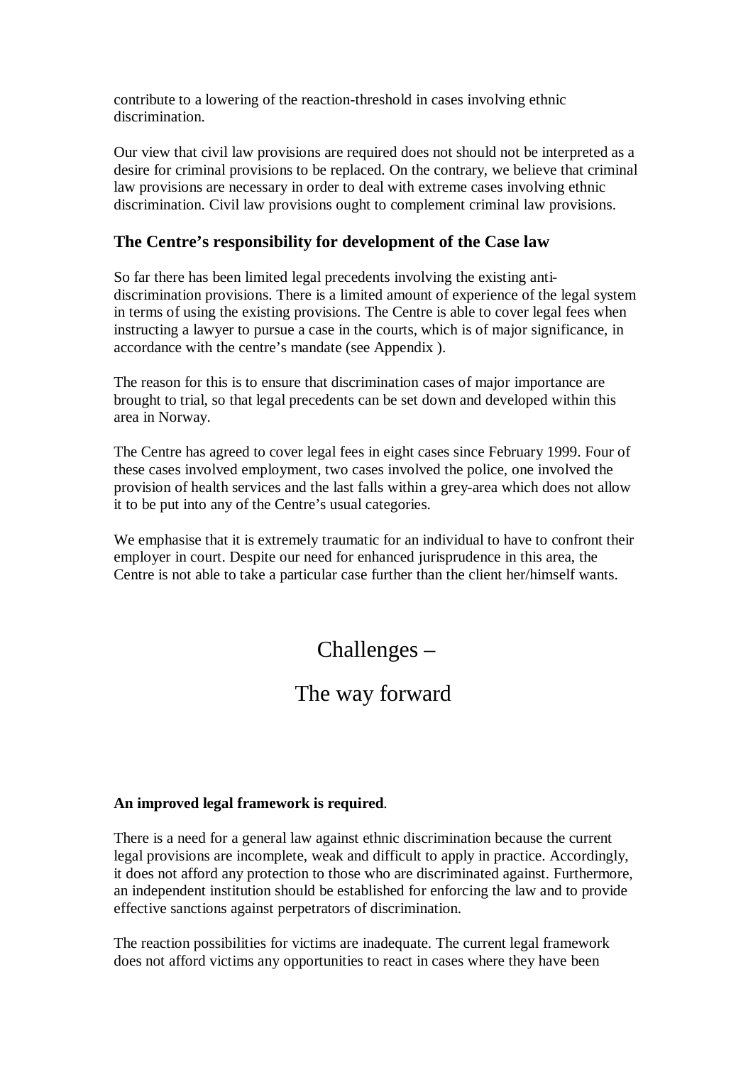contribute to a lowering of the reaction-threshold in cases involving ethnic discrimination.

Our view that civil law provisions are required does not should not be interpreted as a desire for criminal provisions to be replaced. On the contrary, we believe that criminal law provisions are necessary in order to deal with extreme cases involving ethnic discrimination. Civil law provisions ought to complement criminal law provisions.

### The Centre's responsibility for development of the Case law

So far there has been limited legal precedents involving the existing anti-discrimination provisions. There is a limited amount of experience of the legal system in terms of using the existing provisions. The Centre is able to cover legal fees when instructing a lawyer to pursue a case in the courts, which is of major significance, in accordance with the centre's mandate (see Appendix ).

The reason for this is to ensure that discrimination cases of major importance are brought to trial, so that legal precedents can be set down and developed within this area in Norway.

The Centre has agreed to cover legal fees in eight cases since February 1999. Four of these cases involved employment, two cases involved the police, one involved the provision of health services and the last falls within a grey-area which does not allow it to be put into any of the Centre's usual categories.

We emphasise that it is extremely traumatic for an individual to have to confront their employer in court. Despite our need for enhanced jurisprudence in this area, the Centre is not able to take a particular case further than the client her/himself wants.

# Challenges –

# The way forward

**An improved legal framework is required**.

There is a need for a general law against ethnic discrimination because the current legal provisions are incomplete, weak and difficult to apply in practice. Accordingly, it does not afford any protection to those who are discriminated against. Furthermore, an independent institution should be established for enforcing the law and to provide effective sanctions against perpetrators of discrimination.

The reaction possibilities for victims are inadequate. The current legal framework does not afford victims any opportunities to react in cases where they have been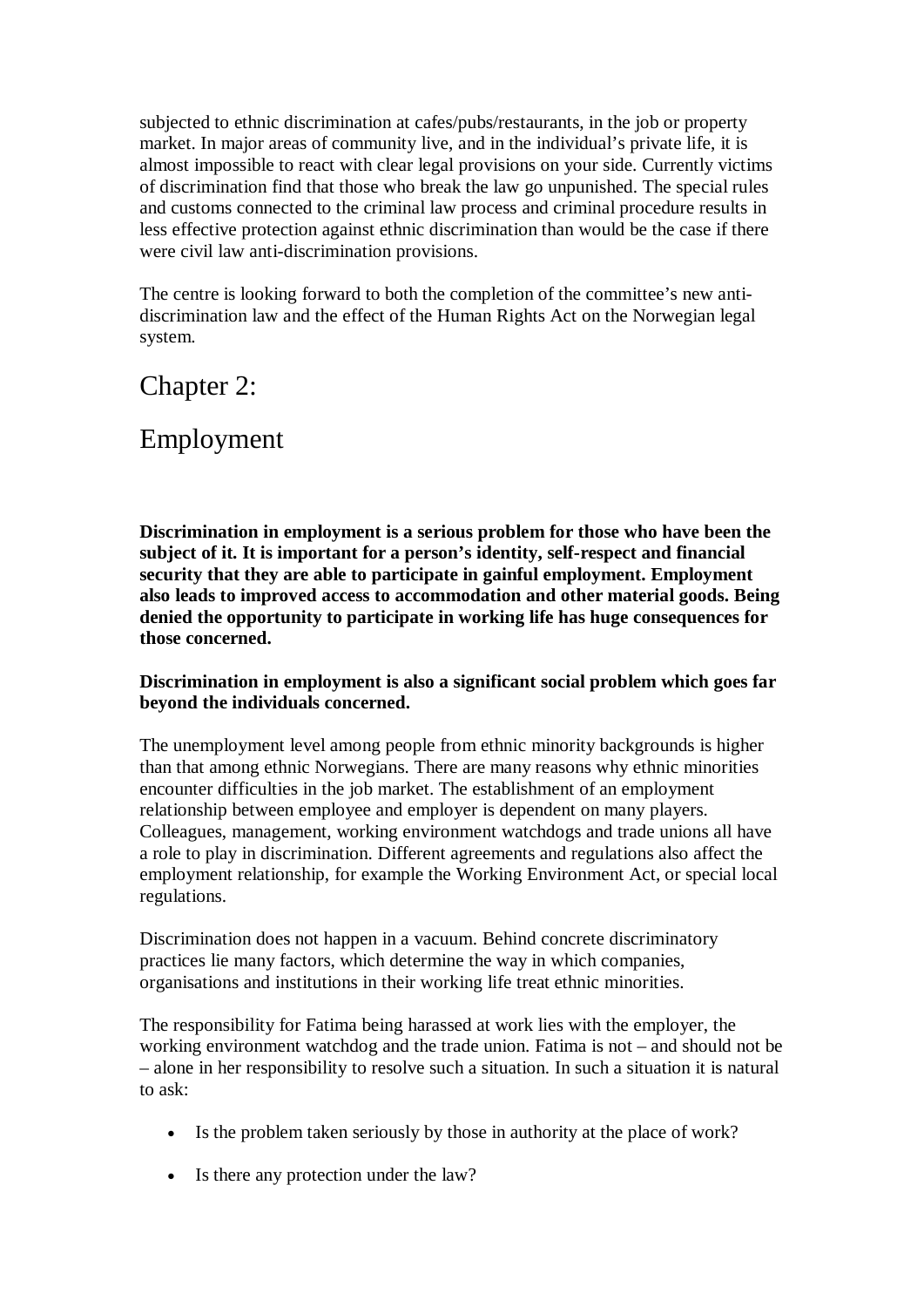subjected to ethnic discrimination at cafes/pubs/restaurants, in the job or property market. In major areas of community live, and in the individual's private life, it is almost impossible to react with clear legal provisions on your side. Currently victims of discrimination find that those who break the law go unpunished. The special rules and customs connected to the criminal law process and criminal procedure results in less effective protection against ethnic discrimination than would be the case if there were civil law anti-discrimination provisions.

The centre is looking forward to both the completion of the committee's new anti-discrimination law and the effect of the Human Rights Act on the Norwegian legal system.

# Chapter 2:

# Employment

**Discrimination in employment is a serious problem for those who have been the subject of it. It is important for a person's identity, self-respect and financial security that they are able to participate in gainful employment. Employment also leads to improved access to accommodation and other material goods. Being denied the opportunity to participate in working life has huge consequences for those concerned.**

**Discrimination in employment is also a significant social problem which goes far beyond the individuals concerned.**

The unemployment level among people from ethnic minority backgrounds is higher than that among ethnic Norwegians. There are many reasons why ethnic minorities encounter difficulties in the job market. The establishment of an employment relationship between employee and employer is dependent on many players. Colleagues, management, working environment watchdogs and trade unions all have a role to play in discrimination. Different agreements and regulations also affect the employment relationship, for example the Working Environment Act, or special local regulations.

Discrimination does not happen in a vacuum. Behind concrete discriminatory practices lie many factors, which determine the way in which companies, organisations and institutions in their working life treat ethnic minorities.

The responsibility for Fatima being harassed at work lies with the employer, the working environment watchdog and the trade union. Fatima is not – and should not be – alone in her responsibility to resolve such a situation. In such a situation it is natural to ask:

- Is the problem taken seriously by those in authority at the place of work?
- Is there any protection under the law?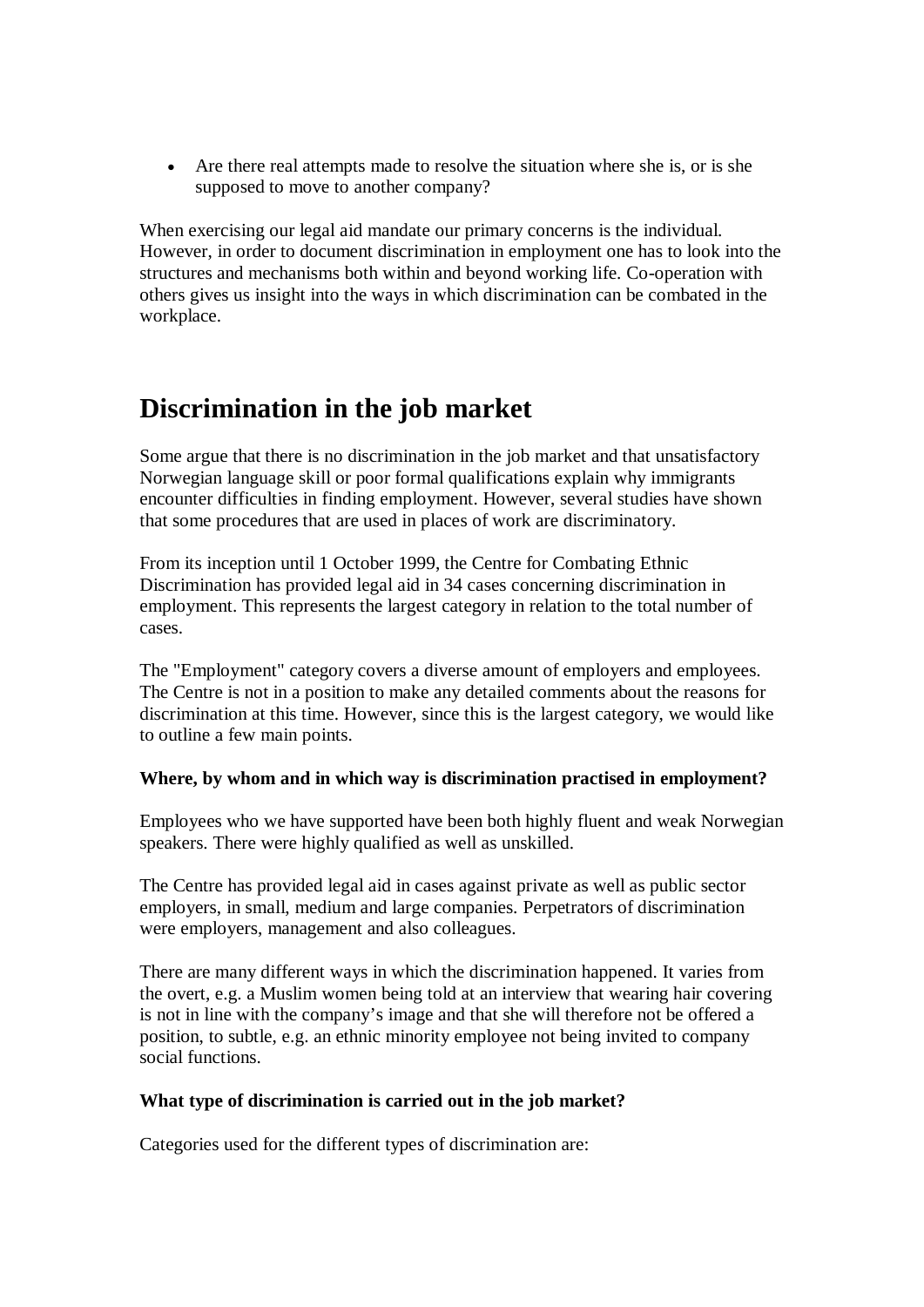- Are there real attempts made to resolve the situation where she is, or is she supposed to move to another company?

When exercising our legal aid mandate our primary concerns is the individual. However, in order to document discrimination in employment one has to look into the structures and mechanisms both within and beyond working life. Co-operation with others gives us insight into the ways in which discrimination can be combated in the workplace.

# Discrimination in the job market

Some argue that there is no discrimination in the job market and that unsatisfactory Norwegian language skill or poor formal qualifications explain why immigrants encounter difficulties in finding employment. However, several studies have shown that some procedures that are used in places of work are discriminatory.

From its inception until 1 October 1999, the Centre for Combating Ethnic Discrimination has provided legal aid in 34 cases concerning discrimination in employment. This represents the largest category in relation to the total number of cases.

The "Employment" category covers a diverse amount of employers and employees. The Centre is not in a position to make any detailed comments about the reasons for discrimination at this time. However, since this is the largest category, we would like to outline a few main points.

**Where, by whom and in which way is discrimination practised in employment?**

Employees who we have supported have been both highly fluent and weak Norwegian speakers. There were highly qualified as well as unskilled.

The Centre has provided legal aid in cases against private as well as public sector employers, in small, medium and large companies. Perpetrators of discrimination were employers, management and also colleagues.

There are many different ways in which the discrimination happened. It varies from the overt, e.g. a Muslim women being told at an interview that wearing hair covering is not in line with the company's image and that she will therefore not be offered a position, to subtle, e.g. an ethnic minority employee not being invited to company social functions.

**What type of discrimination is carried out in the job market?**

Categories used for the different types of discrimination are: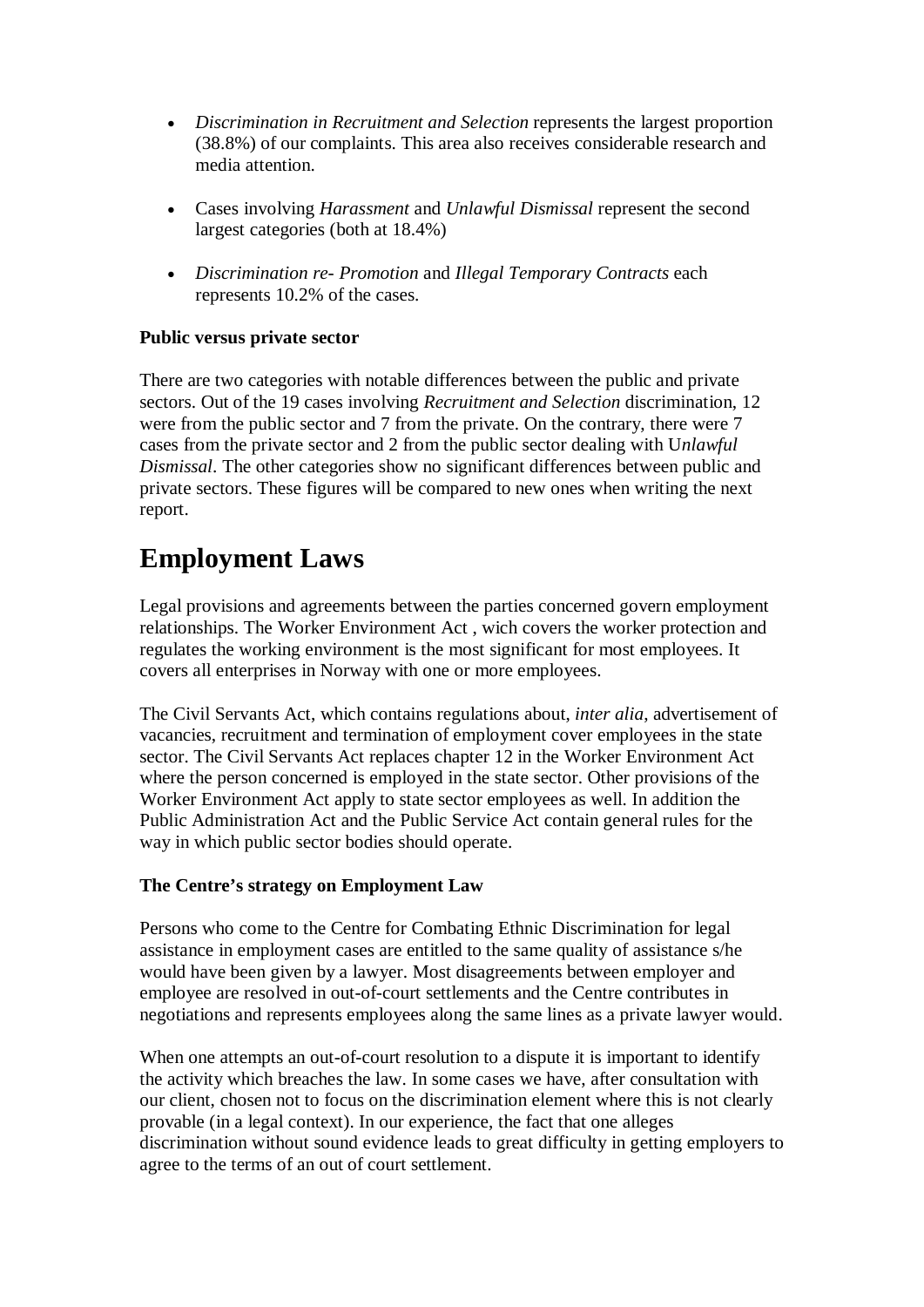- *Discrimination in Recruitment and Selection* represents the largest proportion (38.8%) of our complaints. This area also receives considerable research and media attention.

- Cases involving *Harassment* and *Unlawful Dismissal* represent the second largest categories (both at 18.4%)

- *Discrimination re- Promotion* and *Illegal Temporary Contracts* each represents 10.2% of the cases.

**Public versus private sector**

There are two categories with notable differences between the public and private sectors. Out of the 19 cases involving *Recruitment and Selection* discrimination, 12 were from the public sector and 7 from the private. On the contrary, there were 7 cases from the private sector and 2 from the public sector dealing with U*nlawful Dismissal*. The other categories show no significant differences between public and private sectors. These figures will be compared to new ones when writing the next report.

# Employment Laws

Legal provisions and agreements between the parties concerned govern employment relationships. The Worker Environment Act , wich covers the worker protection and regulates the working environment is the most significant for most employees. It covers all enterprises in Norway with one or more employees.

The Civil Servants Act, which contains regulations about, *inter alia*, advertisement of vacancies, recruitment and termination of employment cover employees in the state sector. The Civil Servants Act replaces chapter 12 in the Worker Environment Act where the person concerned is employed in the state sector. Other provisions of the Worker Environment Act apply to state sector employees as well. In addition the Public Administration Act and the Public Service Act contain general rules for the way in which public sector bodies should operate.

**The Centre's strategy on Employment Law**

Persons who come to the Centre for Combating Ethnic Discrimination for legal assistance in employment cases are entitled to the same quality of assistance s/he would have been given by a lawyer. Most disagreements between employer and employee are resolved in out-of-court settlements and the Centre contributes in negotiations and represents employees along the same lines as a private lawyer would.

When one attempts an out-of-court resolution to a dispute it is important to identify the activity which breaches the law. In some cases we have, after consultation with our client, chosen not to focus on the discrimination element where this is not clearly provable (in a legal context). In our experience, the fact that one alleges discrimination without sound evidence leads to great difficulty in getting employers to agree to the terms of an out of court settlement.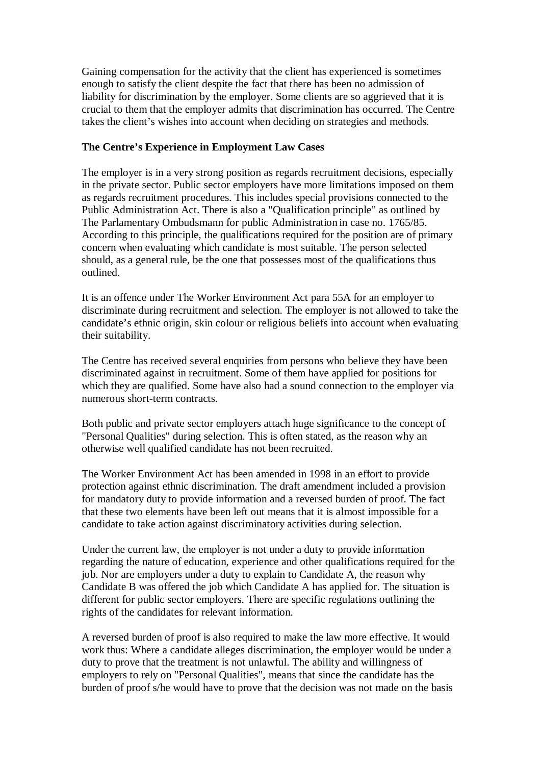Gaining compensation for the activity that the client has experienced is sometimes enough to satisfy the client despite the fact that there has been no admission of liability for discrimination by the employer. Some clients are so aggrieved that it is crucial to them that the employer admits that discrimination has occurred. The Centre takes the client's wishes into account when deciding on strategies and methods.

**The Centre's Experience in Employment Law Cases**

The employer is in a very strong position as regards recruitment decisions, especially in the private sector. Public sector employers have more limitations imposed on them as regards recruitment procedures. This includes special provisions connected to the Public Administration Act. There is also a "Qualification principle" as outlined by The Parlamentary Ombudsmann for public Administration in case no. 1765/85. According to this principle, the qualifications required for the position are of primary concern when evaluating which candidate is most suitable. The person selected should, as a general rule, be the one that possesses most of the qualifications thus outlined.

It is an offence under The Worker Environment Act para 55A for an employer to discriminate during recruitment and selection. The employer is not allowed to take the candidate's ethnic origin, skin colour or religious beliefs into account when evaluating their suitability.

The Centre has received several enquiries from persons who believe they have been discriminated against in recruitment. Some of them have applied for positions for which they are qualified. Some have also had a sound connection to the employer via numerous short-term contracts.

Both public and private sector employers attach huge significance to the concept of "Personal Qualities" during selection. This is often stated, as the reason why an otherwise well qualified candidate has not been recruited.

The Worker Environment Act has been amended in 1998 in an effort to provide protection against ethnic discrimination. The draft amendment included a provision for mandatory duty to provide information and a reversed burden of proof. The fact that these two elements have been left out means that it is almost impossible for a candidate to take action against discriminatory activities during selection.

Under the current law, the employer is not under a duty to provide information regarding the nature of education, experience and other qualifications required for the job. Nor are employers under a duty to explain to Candidate A, the reason why Candidate B was offered the job which Candidate A has applied for. The situation is different for public sector employers. There are specific regulations outlining the rights of the candidates for relevant information.

A reversed burden of proof is also required to make the law more effective. It would work thus: Where a candidate alleges discrimination, the employer would be under a duty to prove that the treatment is not unlawful. The ability and willingness of employers to rely on "Personal Qualities", means that since the candidate has the burden of proof s/he would have to prove that the decision was not made on the basis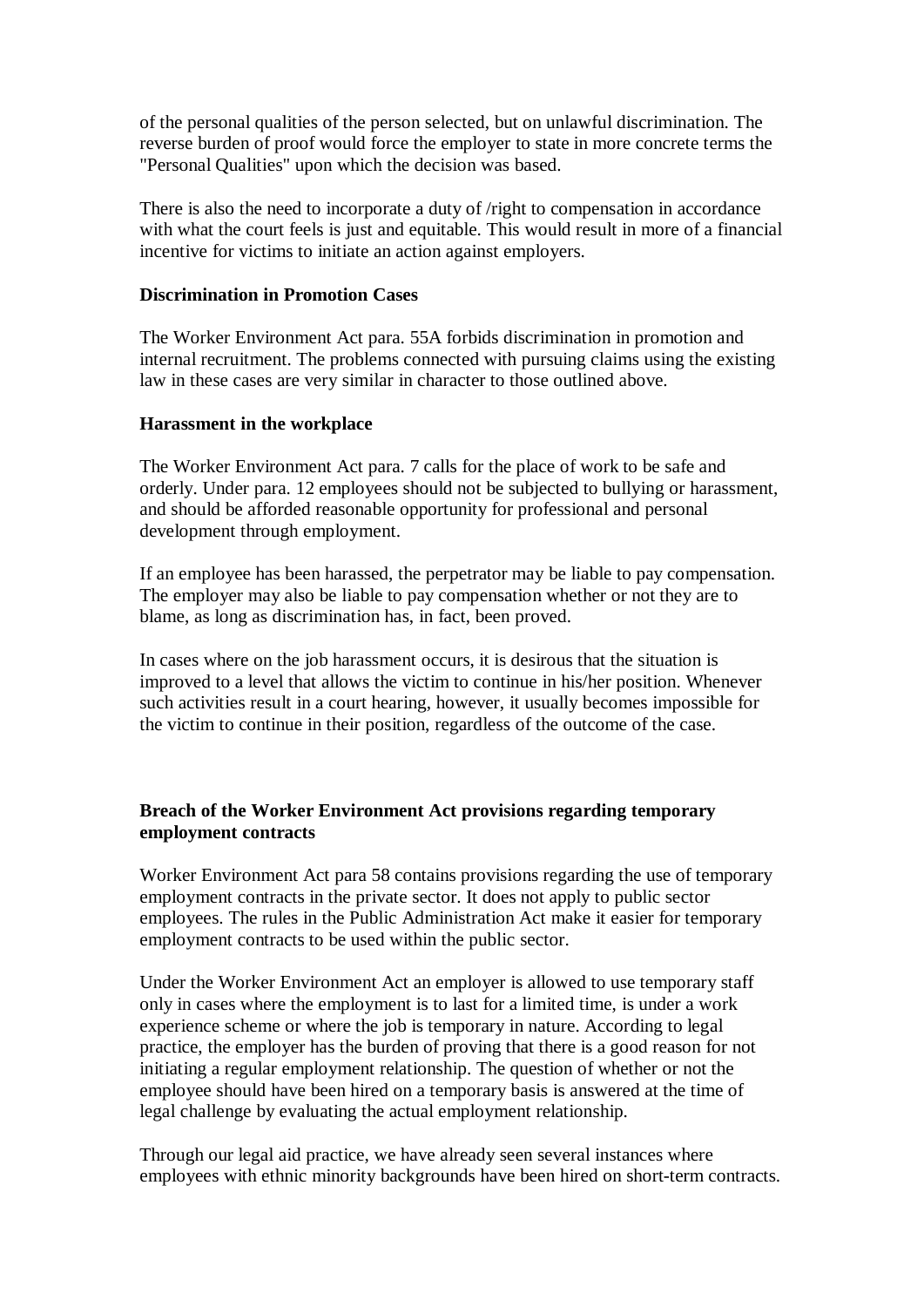of the personal qualities of the person selected, but on unlawful discrimination. The reverse burden of proof would force the employer to state in more concrete terms the "Personal Qualities" upon which the decision was based.

There is also the need to incorporate a duty of /right to compensation in accordance with what the court feels is just and equitable. This would result in more of a financial incentive for victims to initiate an action against employers.

**Discrimination in Promotion Cases**

The Worker Environment Act para. 55A forbids discrimination in promotion and internal recruitment. The problems connected with pursuing claims using the existing law in these cases are very similar in character to those outlined above.

**Harassment in the workplace**

The Worker Environment Act para. 7 calls for the place of work to be safe and orderly. Under para. 12 employees should not be subjected to bullying or harassment, and should be afforded reasonable opportunity for professional and personal development through employment.

If an employee has been harassed, the perpetrator may be liable to pay compensation. The employer may also be liable to pay compensation whether or not they are to blame, as long as discrimination has, in fact, been proved.

In cases where on the job harassment occurs, it is desirous that the situation is improved to a level that allows the victim to continue in his/her position. Whenever such activities result in a court hearing, however, it usually becomes impossible for the victim to continue in their position, regardless of the outcome of the case.

**Breach of the Worker Environment Act provisions regarding temporary employment contracts**

Worker Environment Act para 58 contains provisions regarding the use of temporary employment contracts in the private sector. It does not apply to public sector employees. The rules in the Public Administration Act make it easier for temporary employment contracts to be used within the public sector.

Under the Worker Environment Act an employer is allowed to use temporary staff only in cases where the employment is to last for a limited time, is under a work experience scheme or where the job is temporary in nature. According to legal practice, the employer has the burden of proving that there is a good reason for not initiating a regular employment relationship. The question of whether or not the employee should have been hired on a temporary basis is answered at the time of legal challenge by evaluating the actual employment relationship.

Through our legal aid practice, we have already seen several instances where employees with ethnic minority backgrounds have been hired on short-term contracts.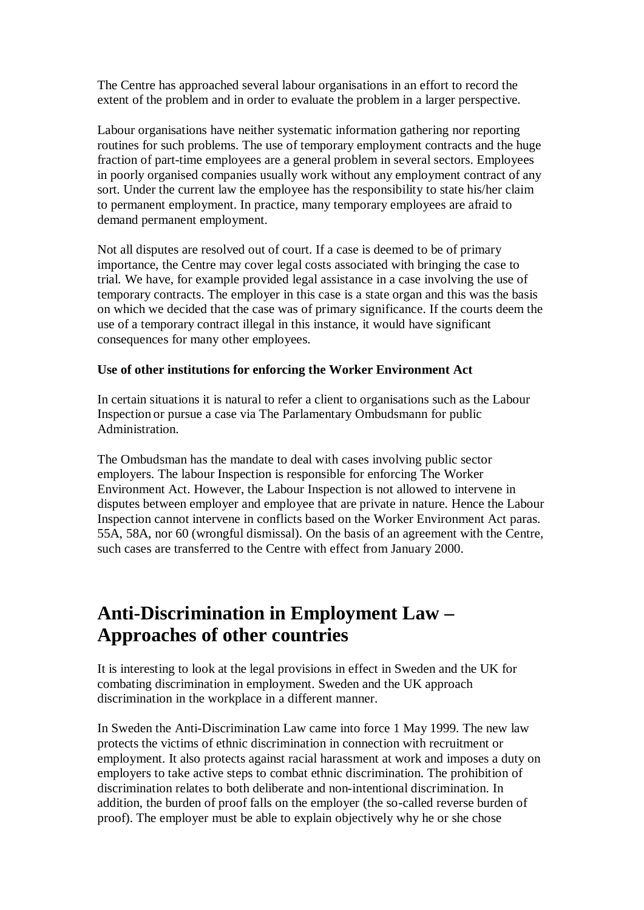The Centre has approached several labour organisations in an effort to record the extent of the problem and in order to evaluate the problem in a larger perspective.

Labour organisations have neither systematic information gathering nor reporting routines for such problems. The use of temporary employment contracts and the huge fraction of part-time employees are a general problem in several sectors. Employees in poorly organised companies usually work without any employment contract of any sort. Under the current law the employee has the responsibility to state his/her claim to permanent employment. In practice, many temporary employees are afraid to demand permanent employment.

Not all disputes are resolved out of court. If a case is deemed to be of primary importance, the Centre may cover legal costs associated with bringing the case to trial. We have, for example provided legal assistance in a case involving the use of temporary contracts. The employer in this case is a state organ and this was the basis on which we decided that the case was of primary significance. If the courts deem the use of a temporary contract illegal in this instance, it would have significant consequences for many other employees.

**Use of other institutions for enforcing the Worker Environment Act**

In certain situations it is natural to refer a client to organisations such as the Labour Inspection or pursue a case via The Parlamentary Ombudsmann for public Administration.

The Ombudsman has the mandate to deal with cases involving public sector employers. The labour Inspection is responsible for enforcing The Worker Environment Act. However, the Labour Inspection is not allowed to intervene in disputes between employer and employee that are private in nature. Hence the Labour Inspection cannot intervene in conflicts based on the Worker Environment Act paras. 55A, 58A, nor 60 (wrongful dismissal). On the basis of an agreement with the Centre, such cases are transferred to the Centre with effect from January 2000.

# Anti-Discrimination in Employment Law – Approaches of other countries

It is interesting to look at the legal provisions in effect in Sweden and the UK for combating discrimination in employment. Sweden and the UK approach discrimination in the workplace in a different manner.

In Sweden the Anti-Discrimination Law came into force 1 May 1999. The new law protects the victims of ethnic discrimination in connection with recruitment or employment. It also protects against racial harassment at work and imposes a duty on employers to take active steps to combat ethnic discrimination. The prohibition of discrimination relates to both deliberate and non-intentional discrimination. In addition, the burden of proof falls on the employer (the so-called reverse burden of proof). The employer must be able to explain objectively why he or she chose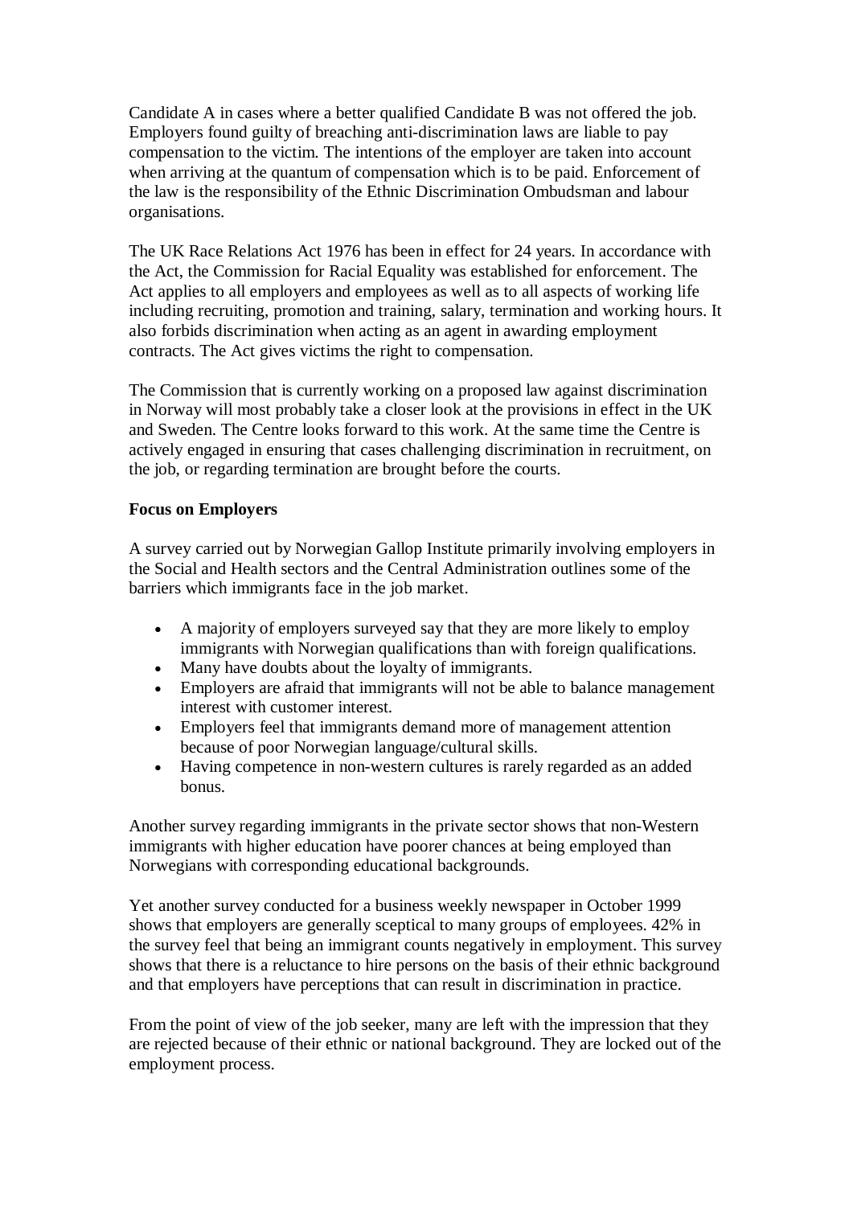Candidate A in cases where a better qualified Candidate B was not offered the job. Employers found guilty of breaching anti-discrimination laws are liable to pay compensation to the victim. The intentions of the employer are taken into account when arriving at the quantum of compensation which is to be paid. Enforcement of the law is the responsibility of the Ethnic Discrimination Ombudsman and labour organisations.

The UK Race Relations Act 1976 has been in effect for 24 years. In accordance with the Act, the Commission for Racial Equality was established for enforcement. The Act applies to all employers and employees as well as to all aspects of working life including recruiting, promotion and training, salary, termination and working hours. It also forbids discrimination when acting as an agent in awarding employment contracts. The Act gives victims the right to compensation.

The Commission that is currently working on a proposed law against discrimination in Norway will most probably take a closer look at the provisions in effect in the UK and Sweden. The Centre looks forward to this work. At the same time the Centre is actively engaged in ensuring that cases challenging discrimination in recruitment, on the job, or regarding termination are brought before the courts.

**Focus on Employers**

A survey carried out by Norwegian Gallop Institute primarily involving employers in the Social and Health sectors and the Central Administration outlines some of the barriers which immigrants face in the job market.

- A majority of employers surveyed say that they are more likely to employ immigrants with Norwegian qualifications than with foreign qualifications.
- Many have doubts about the loyalty of immigrants.
- Employers are afraid that immigrants will not be able to balance management interest with customer interest.
- Employers feel that immigrants demand more of management attention because of poor Norwegian language/cultural skills.
- Having competence in non-western cultures is rarely regarded as an added bonus.

Another survey regarding immigrants in the private sector shows that non-Western immigrants with higher education have poorer chances at being employed than Norwegians with corresponding educational backgrounds.

Yet another survey conducted for a business weekly newspaper in October 1999 shows that employers are generally sceptical to many groups of employees. 42% in the survey feel that being an immigrant counts negatively in employment. This survey shows that there is a reluctance to hire persons on the basis of their ethnic background and that employers have perceptions that can result in discrimination in practice.

From the point of view of the job seeker, many are left with the impression that they are rejected because of their ethnic or national background. They are locked out of the employment process.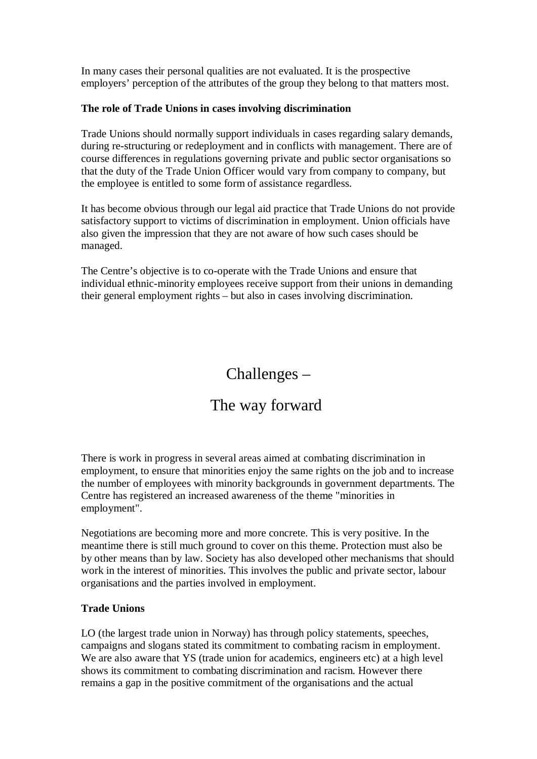In many cases their personal qualities are not evaluated. It is the prospective employers' perception of the attributes of the group they belong to that matters most.

**The role of Trade Unions in cases involving discrimination**

Trade Unions should normally support individuals in cases regarding salary demands, during re-structuring or redeployment and in conflicts with management. There are of course differences in regulations governing private and public sector organisations so that the duty of the Trade Union Officer would vary from company to company, but the employee is entitled to some form of assistance regardless.

It has become obvious through our legal aid practice that Trade Unions do not provide satisfactory support to victims of discrimination in employment. Union officials have also given the impression that they are not aware of how such cases should be managed.

The Centre's objective is to co-operate with the Trade Unions and ensure that individual ethnic-minority employees receive support from their unions in demanding their general employment rights – but also in cases involving discrimination.

# Challenges –

# The way forward

There is work in progress in several areas aimed at combating discrimination in employment, to ensure that minorities enjoy the same rights on the job and to increase the number of employees with minority backgrounds in government departments. The Centre has registered an increased awareness of the theme "minorities in employment".

Negotiations are becoming more and more concrete. This is very positive. In the meantime there is still much ground to cover on this theme. Protection must also be by other means than by law. Society has also developed other mechanisms that should work in the interest of minorities. This involves the public and private sector, labour organisations and the parties involved in employment.

**Trade Unions**

LO (the largest trade union in Norway) has through policy statements, speeches, campaigns and slogans stated its commitment to combating racism in employment. We are also aware that YS (trade union for academics, engineers etc) at a high level shows its commitment to combating discrimination and racism. However there remains a gap in the positive commitment of the organisations and the actual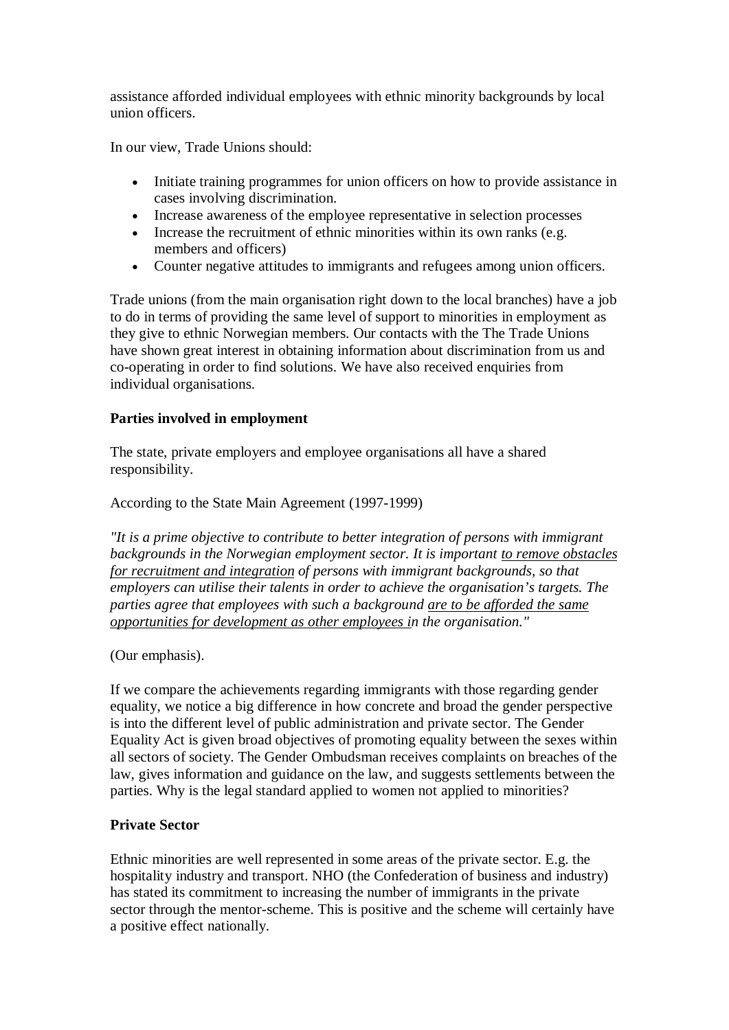assistance afforded individual employees with ethnic minority backgrounds by local union officers.

In our view, Trade Unions should:

- Initiate training programmes for union officers on how to provide assistance in cases involving discrimination.
- Increase awareness of the employee representative in selection processes
- Increase the recruitment of ethnic minorities within its own ranks (e.g. members and officers)
- Counter negative attitudes to immigrants and refugees among union officers.

Trade unions (from the main organisation right down to the local branches) have a job to do in terms of providing the same level of support to minorities in employment as they give to ethnic Norwegian members. Our contacts with the The Trade Unions have shown great interest in obtaining information about discrimination from us and co-operating in order to find solutions. We have also received enquiries from individual organisations.

**Parties involved in employment**

The state, private employers and employee organisations all have a shared responsibility.

According to the State Main Agreement (1997-1999)

*"It is a prime objective to contribute to better integration of persons with immigrant backgrounds in the Norwegian employment sector. It is important <u>to remove obstacles for recruitment and integration</u> of persons with immigrant backgrounds, so that employers can utilise their talents in order to achieve the organisation's targets. The parties agree that employees with such a background <u>are to be afforded the same opportunities for development as other employees i</u>n the organisation."*

(Our emphasis).

If we compare the achievements regarding immigrants with those regarding gender equality, we notice a big difference in how concrete and broad the gender perspective is into the different level of public administration and private sector. The Gender Equality Act is given broad objectives of promoting equality between the sexes within all sectors of society. The Gender Ombudsman receives complaints on breaches of the law, gives information and guidance on the law, and suggests settlements between the parties. Why is the legal standard applied to women not applied to minorities?

**Private Sector**

Ethnic minorities are well represented in some areas of the private sector. E.g. the hospitality industry and transport. NHO (the Confederation of business and industry) has stated its commitment to increasing the number of immigrants in the private sector through the mentor-scheme. This is positive and the scheme will certainly have a positive effect nationally.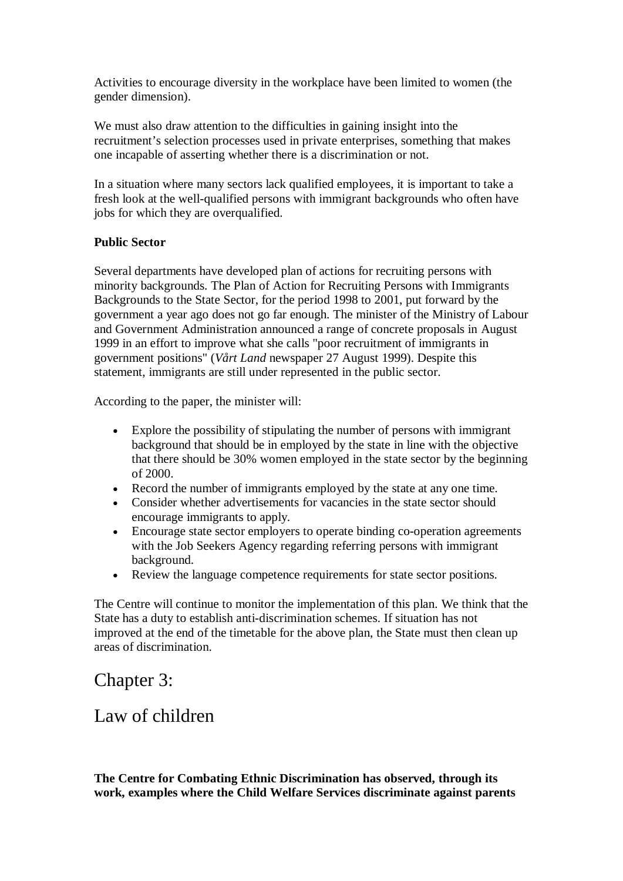Activities to encourage diversity in the workplace have been limited to women (the gender dimension).

We must also draw attention to the difficulties in gaining insight into the recruitment's selection processes used in private enterprises, something that makes one incapable of asserting whether there is a discrimination or not.

In a situation where many sectors lack qualified employees, it is important to take a fresh look at the well-qualified persons with immigrant backgrounds who often have jobs for which they are overqualified.

**Public Sector**

Several departments have developed plan of actions for recruiting persons with minority backgrounds. The Plan of Action for Recruiting Persons with Immigrants Backgrounds to the State Sector, for the period 1998 to 2001, put forward by the government a year ago does not go far enough. The minister of the Ministry of Labour and Government Administration announced a range of concrete proposals in August 1999 in an effort to improve what she calls "poor recruitment of immigrants in government positions" (*Vårt Land* newspaper 27 August 1999). Despite this statement, immigrants are still under represented in the public sector.

According to the paper, the minister will:

- Explore the possibility of stipulating the number of persons with immigrant background that should be in employed by the state in line with the objective that there should be 30% women employed in the state sector by the beginning of 2000.
- Record the number of immigrants employed by the state at any one time.
- Consider whether advertisements for vacancies in the state sector should encourage immigrants to apply.
- Encourage state sector employers to operate binding co-operation agreements with the Job Seekers Agency regarding referring persons with immigrant background.
- Review the language competence requirements for state sector positions.

The Centre will continue to monitor the implementation of this plan. We think that the State has a duty to establish anti-discrimination schemes. If situation has not improved at the end of the timetable for the above plan, the State must then clean up areas of discrimination.

# Chapter 3:

# Law of children

**The Centre for Combating Ethnic Discrimination has observed, through its work, examples where the Child Welfare Services discriminate against parents**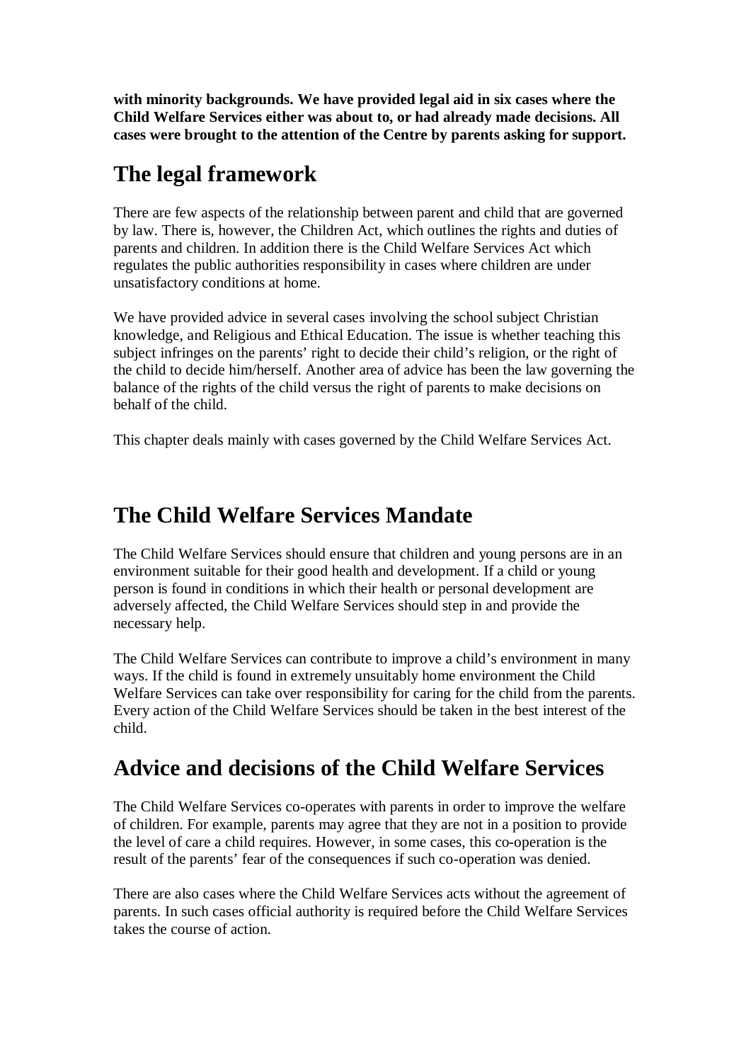**with minority backgrounds. We have provided legal aid in six cases where the Child Welfare Services either was about to, or had already made decisions. All cases were brought to the attention of the Centre by parents asking for support.**

# The legal framework

There are few aspects of the relationship between parent and child that are governed by law. There is, however, the Children Act, which outlines the rights and duties of parents and children. In addition there is the Child Welfare Services Act which regulates the public authorities responsibility in cases where children are under unsatisfactory conditions at home.

We have provided advice in several cases involving the school subject Christian knowledge, and Religious and Ethical Education. The issue is whether teaching this subject infringes on the parents' right to decide their child's religion, or the right of the child to decide him/herself. Another area of advice has been the law governing the balance of the rights of the child versus the right of parents to make decisions on behalf of the child.

This chapter deals mainly with cases governed by the Child Welfare Services Act.

# The Child Welfare Services Mandate

The Child Welfare Services should ensure that children and young persons are in an environment suitable for their good health and development. If a child or young person is found in conditions in which their health or personal development are adversely affected, the Child Welfare Services should step in and provide the necessary help.

The Child Welfare Services can contribute to improve a child's environment in many ways. If the child is found in extremely unsuitably home environment the Child Welfare Services can take over responsibility for caring for the child from the parents. Every action of the Child Welfare Services should be taken in the best interest of the child.

# Advice and decisions of the Child Welfare Services

The Child Welfare Services co-operates with parents in order to improve the welfare of children. For example, parents may agree that they are not in a position to provide the level of care a child requires. However, in some cases, this co-operation is the result of the parents' fear of the consequences if such co-operation was denied.

There are also cases where the Child Welfare Services acts without the agreement of parents. In such cases official authority is required before the Child Welfare Services takes the course of action.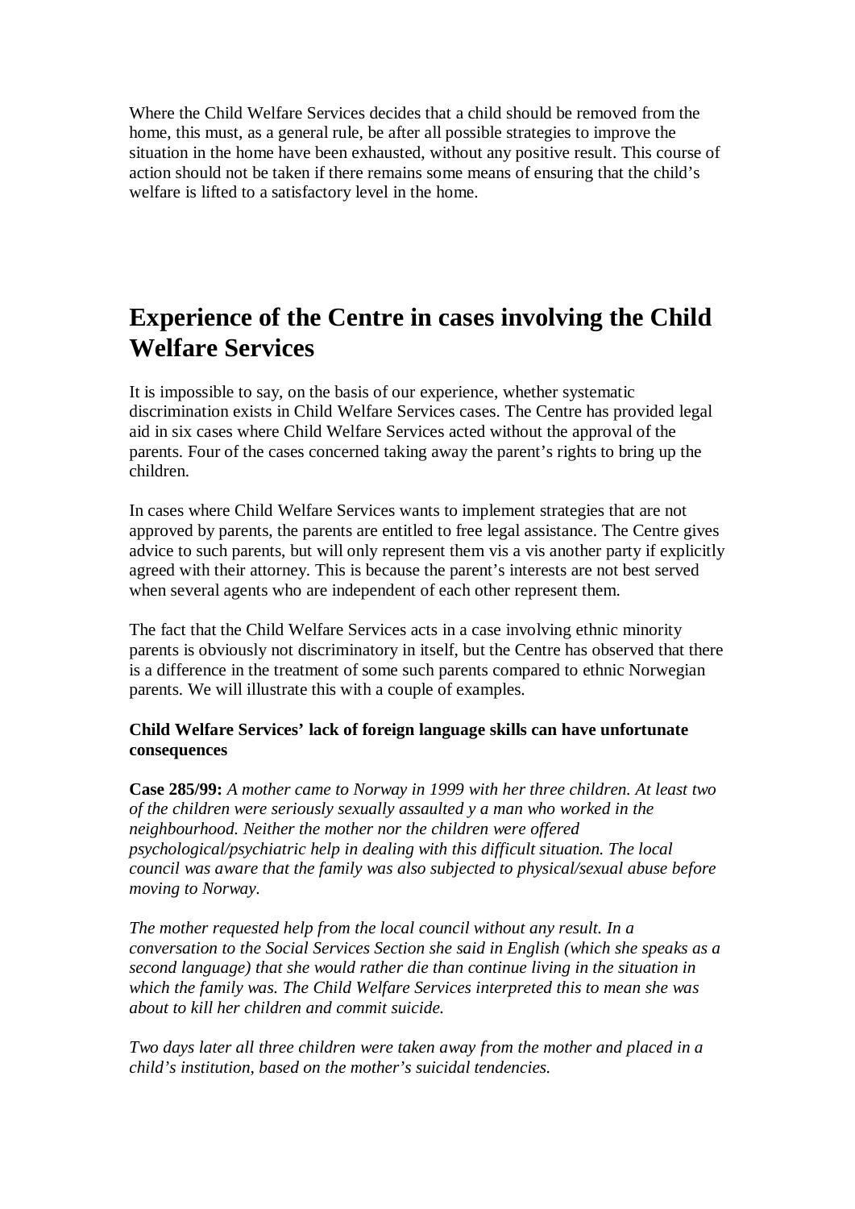Where the Child Welfare Services decides that a child should be removed from the home, this must, as a general rule, be after all possible strategies to improve the situation in the home have been exhausted, without any positive result. This course of action should not be taken if there remains some means of ensuring that the child's welfare is lifted to a satisfactory level in the home.

# Experience of the Centre in cases involving the Child Welfare Services

It is impossible to say, on the basis of our experience, whether systematic discrimination exists in Child Welfare Services cases. The Centre has provided legal aid in six cases where Child Welfare Services acted without the approval of the parents. Four of the cases concerned taking away the parent's rights to bring up the children.

In cases where Child Welfare Services wants to implement strategies that are not approved by parents, the parents are entitled to free legal assistance. The Centre gives advice to such parents, but will only represent them vis a vis another party if explicitly agreed with their attorney. This is because the parent's interests are not best served when several agents who are independent of each other represent them.

The fact that the Child Welfare Services acts in a case involving ethnic minority parents is obviously not discriminatory in itself, but the Centre has observed that there is a difference in the treatment of some such parents compared to ethnic Norwegian parents. We will illustrate this with a couple of examples.

**Child Welfare Services' lack of foreign language skills can have unfortunate consequences**

**Case 285/99:** *A mother came to Norway in 1999 with her three children. At least two of the children were seriously sexually assaulted y a man who worked in the neighbourhood. Neither the mother nor the children were offered psychological/psychiatric help in dealing with this difficult situation. The local council was aware that the family was also subjected to physical/sexual abuse before moving to Norway.*

*The mother requested help from the local council without any result. In a conversation to the Social Services Section she said in English (which she speaks as a second language) that she would rather die than continue living in the situation in which the family was. The Child Welfare Services interpreted this to mean she was about to kill her children and commit suicide.*

*Two days later all three children were taken away from the mother and placed in a child's institution, based on the mother's suicidal tendencies.*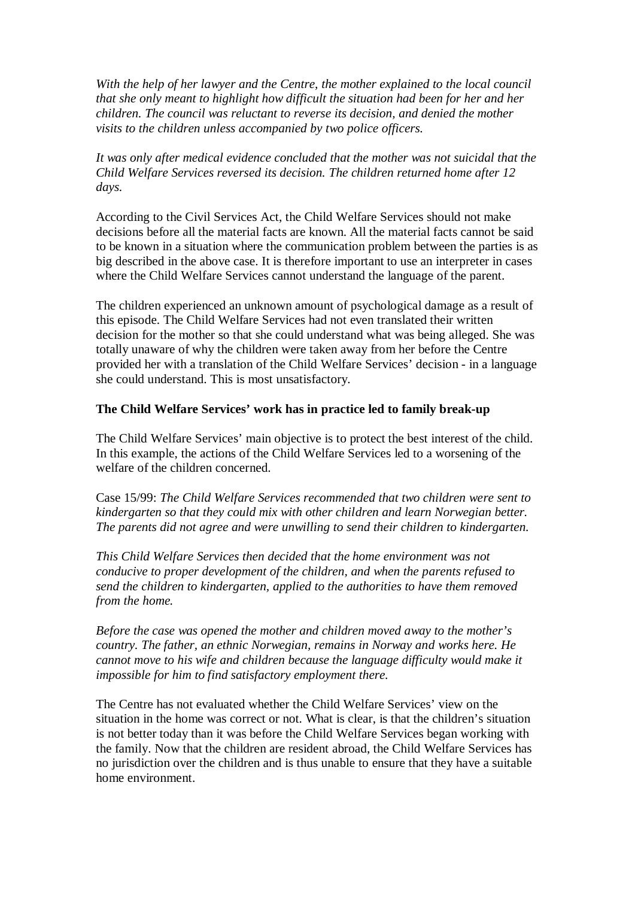*With the help of her lawyer and the Centre, the mother explained to the local council that she only meant to highlight how difficult the situation had been for her and her children. The council was reluctant to reverse its decision, and denied the mother visits to the children unless accompanied by two police officers.*

*It was only after medical evidence concluded that the mother was not suicidal that the Child Welfare Services reversed its decision. The children returned home after 12 days.*

According to the Civil Services Act, the Child Welfare Services should not make decisions before all the material facts are known. All the material facts cannot be said to be known in a situation where the communication problem between the parties is as big described in the above case. It is therefore important to use an interpreter in cases where the Child Welfare Services cannot understand the language of the parent.

The children experienced an unknown amount of psychological damage as a result of this episode. The Child Welfare Services had not even translated their written decision for the mother so that she could understand what was being alleged. She was totally unaware of why the children were taken away from her before the Centre provided her with a translation of the Child Welfare Services' decision - in a language she could understand. This is most unsatisfactory.

**The Child Welfare Services' work has in practice led to family break-up**

The Child Welfare Services' main objective is to protect the best interest of the child. In this example, the actions of the Child Welfare Services led to a worsening of the welfare of the children concerned.

Case 15/99: *The Child Welfare Services recommended that two children were sent to kindergarten so that they could mix with other children and learn Norwegian better. The parents did not agree and were unwilling to send their children to kindergarten.*

*This Child Welfare Services then decided that the home environment was not conducive to proper development of the children, and when the parents refused to send the children to kindergarten, applied to the authorities to have them removed from the home.*

*Before the case was opened the mother and children moved away to the mother's country. The father, an ethnic Norwegian, remains in Norway and works here. He cannot move to his wife and children because the language difficulty would make it impossible for him to find satisfactory employment there.*

The Centre has not evaluated whether the Child Welfare Services' view on the situation in the home was correct or not. What is clear, is that the children's situation is not better today than it was before the Child Welfare Services began working with the family. Now that the children are resident abroad, the Child Welfare Services has no jurisdiction over the children and is thus unable to ensure that they have a suitable home environment.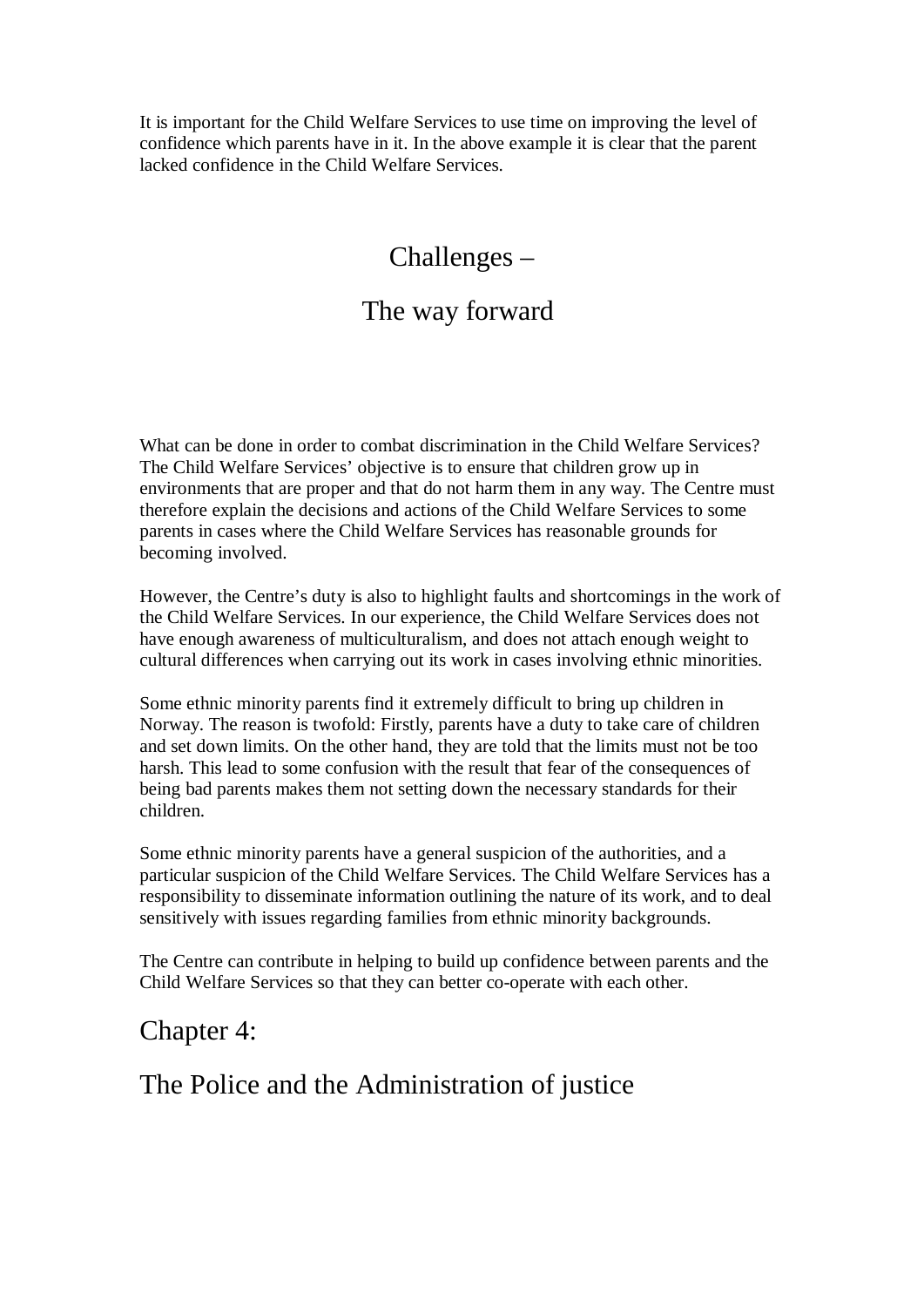It is important for the Child Welfare Services to use time on improving the level of confidence which parents have in it. In the above example it is clear that the parent lacked confidence in the Child Welfare Services.

## Challenges –

## The way forward

What can be done in order to combat discrimination in the Child Welfare Services? The Child Welfare Services' objective is to ensure that children grow up in environments that are proper and that do not harm them in any way. The Centre must therefore explain the decisions and actions of the Child Welfare Services to some parents in cases where the Child Welfare Services has reasonable grounds for becoming involved.

However, the Centre's duty is also to highlight faults and shortcomings in the work of the Child Welfare Services. In our experience, the Child Welfare Services does not have enough awareness of multiculturalism, and does not attach enough weight to cultural differences when carrying out its work in cases involving ethnic minorities.

Some ethnic minority parents find it extremely difficult to bring up children in Norway. The reason is twofold: Firstly, parents have a duty to take care of children and set down limits. On the other hand, they are told that the limits must not be too harsh. This lead to some confusion with the result that fear of the consequences of being bad parents makes them not setting down the necessary standards for their children.

Some ethnic minority parents have a general suspicion of the authorities, and a particular suspicion of the Child Welfare Services. The Child Welfare Services has a responsibility to disseminate information outlining the nature of its work, and to deal sensitively with issues regarding families from ethnic minority backgrounds.

The Centre can contribute in helping to build up confidence between parents and the Child Welfare Services so that they can better co-operate with each other.

# Chapter 4:

# The Police and the Administration of justice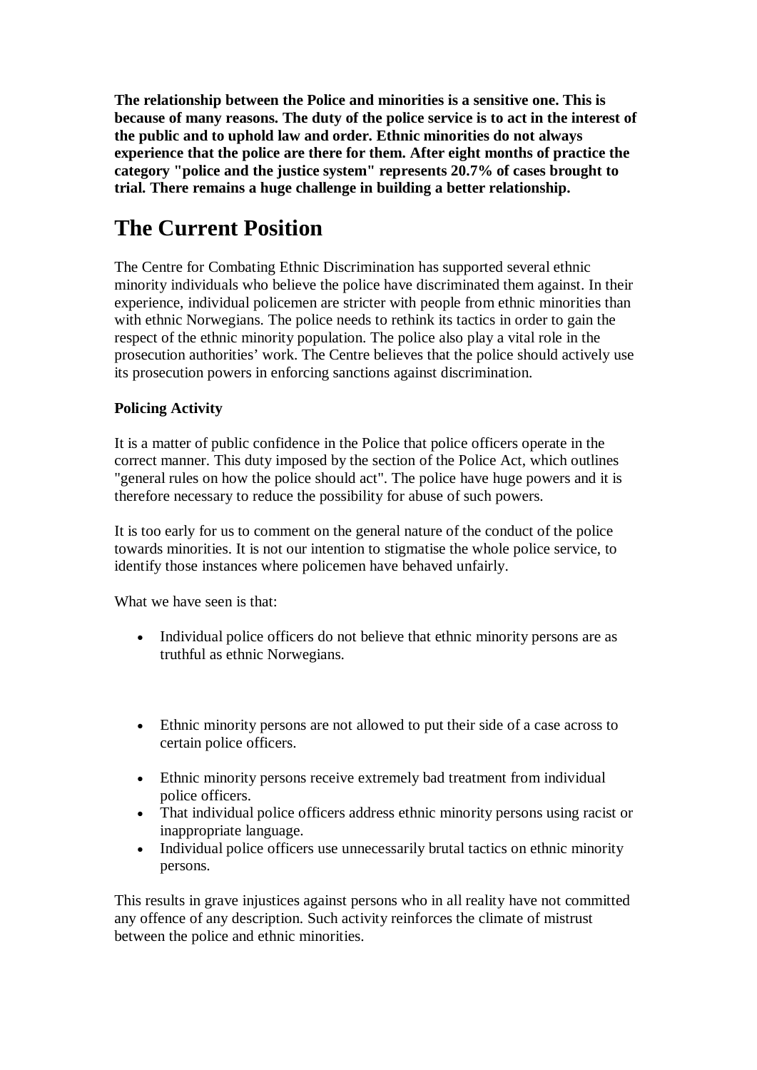**The relationship between the Police and minorities is a sensitive one. This is because of many reasons. The duty of the police service is to act in the interest of the public and to uphold law and order. Ethnic minorities do not always experience that the police are there for them. After eight months of practice the category "police and the justice system" represents 20.7% of cases brought to trial. There remains a huge challenge in building a better relationship.**

# The Current Position

The Centre for Combating Ethnic Discrimination has supported several ethnic minority individuals who believe the police have discriminated them against. In their experience, individual policemen are stricter with people from ethnic minorities than with ethnic Norwegians. The police needs to rethink its tactics in order to gain the respect of the ethnic minority population. The police also play a vital role in the prosecution authorities' work. The Centre believes that the police should actively use its prosecution powers in enforcing sanctions against discrimination.

**Policing Activity**

It is a matter of public confidence in the Police that police officers operate in the correct manner. This duty imposed by the section of the Police Act, which outlines "general rules on how the police should act". The police have huge powers and it is therefore necessary to reduce the possibility for abuse of such powers.

It is too early for us to comment on the general nature of the conduct of the police towards minorities. It is not our intention to stigmatise the whole police service, to identify those instances where policemen have behaved unfairly.

What we have seen is that:

- Individual police officers do not believe that ethnic minority persons are as truthful as ethnic Norwegians.
- Ethnic minority persons are not allowed to put their side of a case across to certain police officers.
- Ethnic minority persons receive extremely bad treatment from individual police officers.
- That individual police officers address ethnic minority persons using racist or inappropriate language.
- Individual police officers use unnecessarily brutal tactics on ethnic minority persons.

This results in grave injustices against persons who in all reality have not committed any offence of any description. Such activity reinforces the climate of mistrust between the police and ethnic minorities.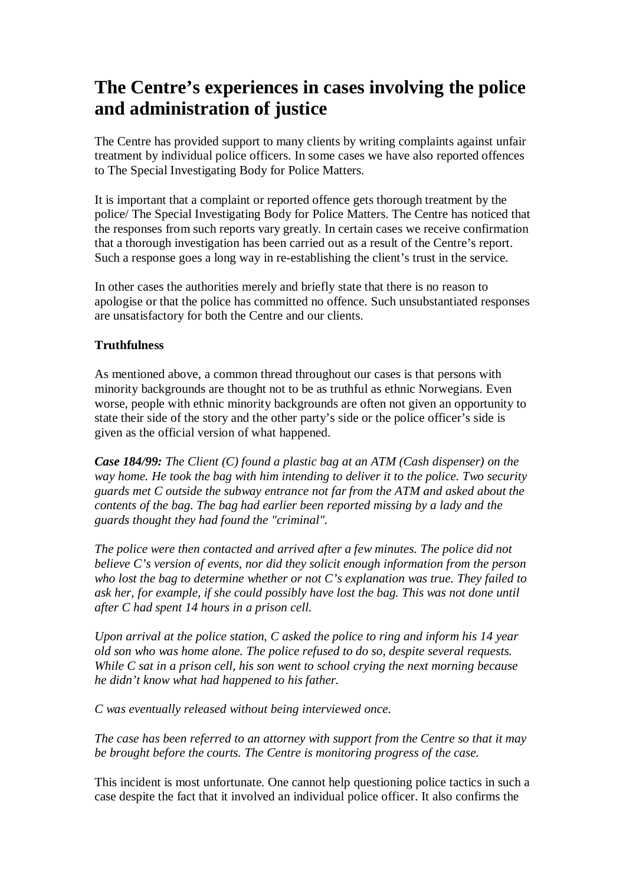# The Centre's experiences in cases involving the police and administration of justice

The Centre has provided support to many clients by writing complaints against unfair treatment by individual police officers. In some cases we have also reported offences to The Special Investigating Body for Police Matters.

It is important that a complaint or reported offence gets thorough treatment by the police/ The Special Investigating Body for Police Matters. The Centre has noticed that the responses from such reports vary greatly. In certain cases we receive confirmation that a thorough investigation has been carried out as a result of the Centre's report. Such a response goes a long way in re-establishing the client's trust in the service.

In other cases the authorities merely and briefly state that there is no reason to apologise or that the police has committed no offence. Such unsubstantiated responses are unsatisfactory for both the Centre and our clients.

**Truthfulness**

As mentioned above, a common thread throughout our cases is that persons with minority backgrounds are thought not to be as truthful as ethnic Norwegians. Even worse, people with ethnic minority backgrounds are often not given an opportunity to state their side of the story and the other party's side or the police officer's side is given as the official version of what happened.

***Case 184/99:*** *The Client (C) found a plastic bag at an ATM (Cash dispenser) on the way home. He took the bag with him intending to deliver it to the police. Two security guards met C outside the subway entrance not far from the ATM and asked about the contents of the bag. The bag had earlier been reported missing by a lady and the guards thought they had found the "criminal".*

*The police were then contacted and arrived after a few minutes. The police did not believe C's version of events, nor did they solicit enough information from the person who lost the bag to determine whether or not C's explanation was true. They failed to ask her, for example, if she could possibly have lost the bag. This was not done until after C had spent 14 hours in a prison cell.*

*Upon arrival at the police station, C asked the police to ring and inform his 14 year old son who was home alone. The police refused to do so, despite several requests. While C sat in a prison cell, his son went to school crying the next morning because he didn't know what had happened to his father.*

*C was eventually released without being interviewed once.*

*The case has been referred to an attorney with support from the Centre so that it may be brought before the courts. The Centre is monitoring progress of the case.*

This incident is most unfortunate. One cannot help questioning police tactics in such a case despite the fact that it involved an individual police officer. It also confirms the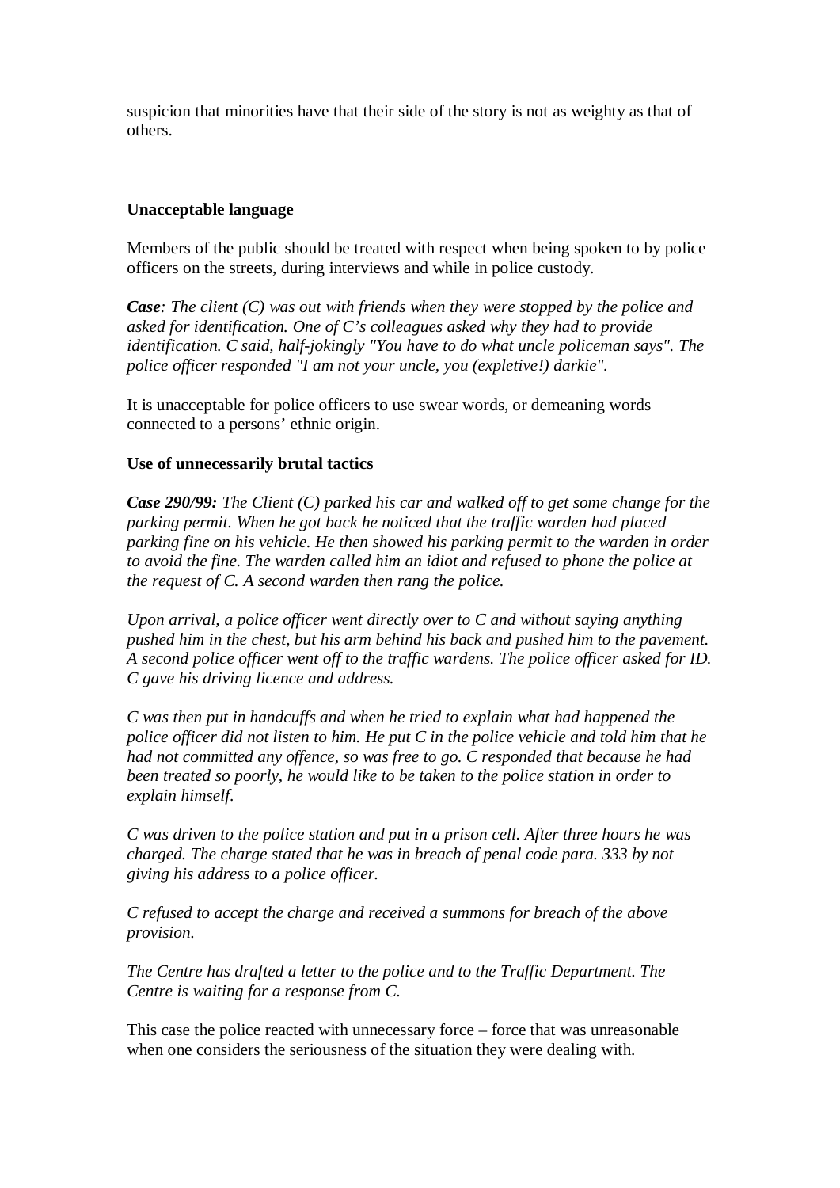suspicion that minorities have that their side of the story is not as weighty as that of others.

**Unacceptable language**

Members of the public should be treated with respect when being spoken to by police officers on the streets, during interviews and while in police custody.

***Case**: The client (C) was out with friends when they were stopped by the police and asked for identification. One of C's colleagues asked why they had to provide identification. C said, half-jokingly "You have to do what uncle policeman says". The police officer responded "I am not your uncle, you (expletive!) darkie".*

It is unacceptable for police officers to use swear words, or demeaning words connected to a persons' ethnic origin.

**Use of unnecessarily brutal tactics**

***Case 290/99:** The Client (C) parked his car and walked off to get some change for the parking permit. When he got back he noticed that the traffic warden had placed parking fine on his vehicle. He then showed his parking permit to the warden in order to avoid the fine. The warden called him an idiot and refused to phone the police at the request of C. A second warden then rang the police.*

*Upon arrival, a police officer went directly over to C and without saying anything pushed him in the chest, but his arm behind his back and pushed him to the pavement. A second police officer went off to the traffic wardens. The police officer asked for ID. C gave his driving licence and address.*

*C was then put in handcuffs and when he tried to explain what had happened the police officer did not listen to him. He put C in the police vehicle and told him that he had not committed any offence, so was free to go. C responded that because he had been treated so poorly, he would like to be taken to the police station in order to explain himself.*

*C was driven to the police station and put in a prison cell. After three hours he was charged. The charge stated that he was in breach of penal code para. 333 by not giving his address to a police officer.*

*C refused to accept the charge and received a summons for breach of the above provision.*

*The Centre has drafted a letter to the police and to the Traffic Department. The Centre is waiting for a response from C.*

This case the police reacted with unnecessary force – force that was unreasonable when one considers the seriousness of the situation they were dealing with.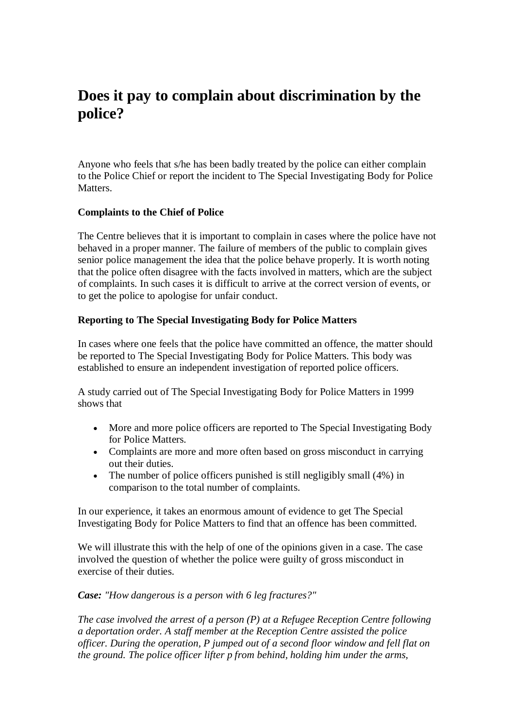# Does it pay to complain about discrimination by the police?

Anyone who feels that s/he has been badly treated by the police can either complain to the Police Chief or report the incident to The Special Investigating Body for Police Matters.

**Complaints to the Chief of Police**

The Centre believes that it is important to complain in cases where the police have not behaved in a proper manner. The failure of members of the public to complain gives senior police management the idea that the police behave properly. It is worth noting that the police often disagree with the facts involved in matters, which are the subject of complaints. In such cases it is difficult to arrive at the correct version of events, or to get the police to apologise for unfair conduct.

**Reporting to The Special Investigating Body for Police Matters**

In cases where one feels that the police have committed an offence, the matter should be reported to The Special Investigating Body for Police Matters. This body was established to ensure an independent investigation of reported police officers.

A study carried out of The Special Investigating Body for Police Matters in 1999 shows that

- More and more police officers are reported to The Special Investigating Body for Police Matters.
- Complaints are more and more often based on gross misconduct in carrying out their duties.
- The number of police officers punished is still negligibly small (4%) in comparison to the total number of complaints.

In our experience, it takes an enormous amount of evidence to get The Special Investigating Body for Police Matters to find that an offence has been committed.

We will illustrate this with the help of one of the opinions given in a case. The case involved the question of whether the police were guilty of gross misconduct in exercise of their duties.

***Case:*** *"How dangerous is a person with 6 leg fractures?"*

*The case involved the arrest of a person (P) at a Refugee Reception Centre following a deportation order. A staff member at the Reception Centre assisted the police officer. During the operation, P jumped out of a second floor window and fell flat on the ground. The police officer lifter p from behind, holding him under the arms,*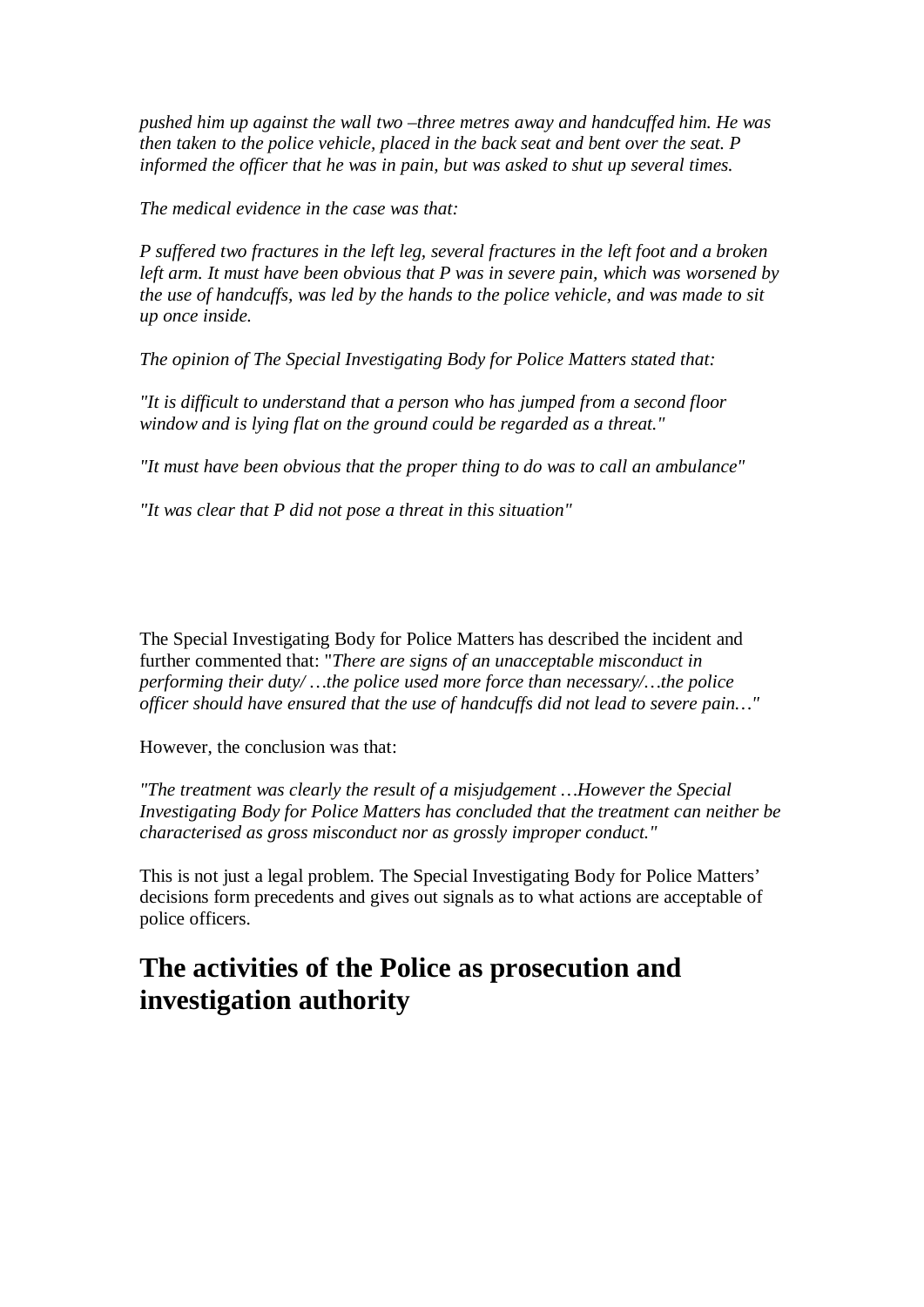*pushed him up against the wall two –three metres away and handcuffed him. He was then taken to the police vehicle, placed in the back seat and bent over the seat. P informed the officer that he was in pain, but was asked to shut up several times.*

*The medical evidence in the case was that:*

*P suffered two fractures in the left leg, several fractures in the left foot and a broken left arm. It must have been obvious that P was in severe pain, which was worsened by the use of handcuffs, was led by the hands to the police vehicle, and was made to sit up once inside.*

*The opinion of The Special Investigating Body for Police Matters stated that:*

*"It is difficult to understand that a person who has jumped from a second floor window and is lying flat on the ground could be regarded as a threat."*

*"It must have been obvious that the proper thing to do was to call an ambulance"*

*"It was clear that P did not pose a threat in this situation"*

The Special Investigating Body for Police Matters has described the incident and further commented that: "*There are signs of an unacceptable misconduct in performing their duty/ …the police used more force than necessary/…the police officer should have ensured that the use of handcuffs did not lead to severe pain…"*

However, the conclusion was that:

*"The treatment was clearly the result of a misjudgement …However the Special Investigating Body for Police Matters has concluded that the treatment can neither be characterised as gross misconduct nor as grossly improper conduct."*

This is not just a legal problem. The Special Investigating Body for Police Matters' decisions form precedents and gives out signals as to what actions are acceptable of police officers.

## The activities of the Police as prosecution and investigation authority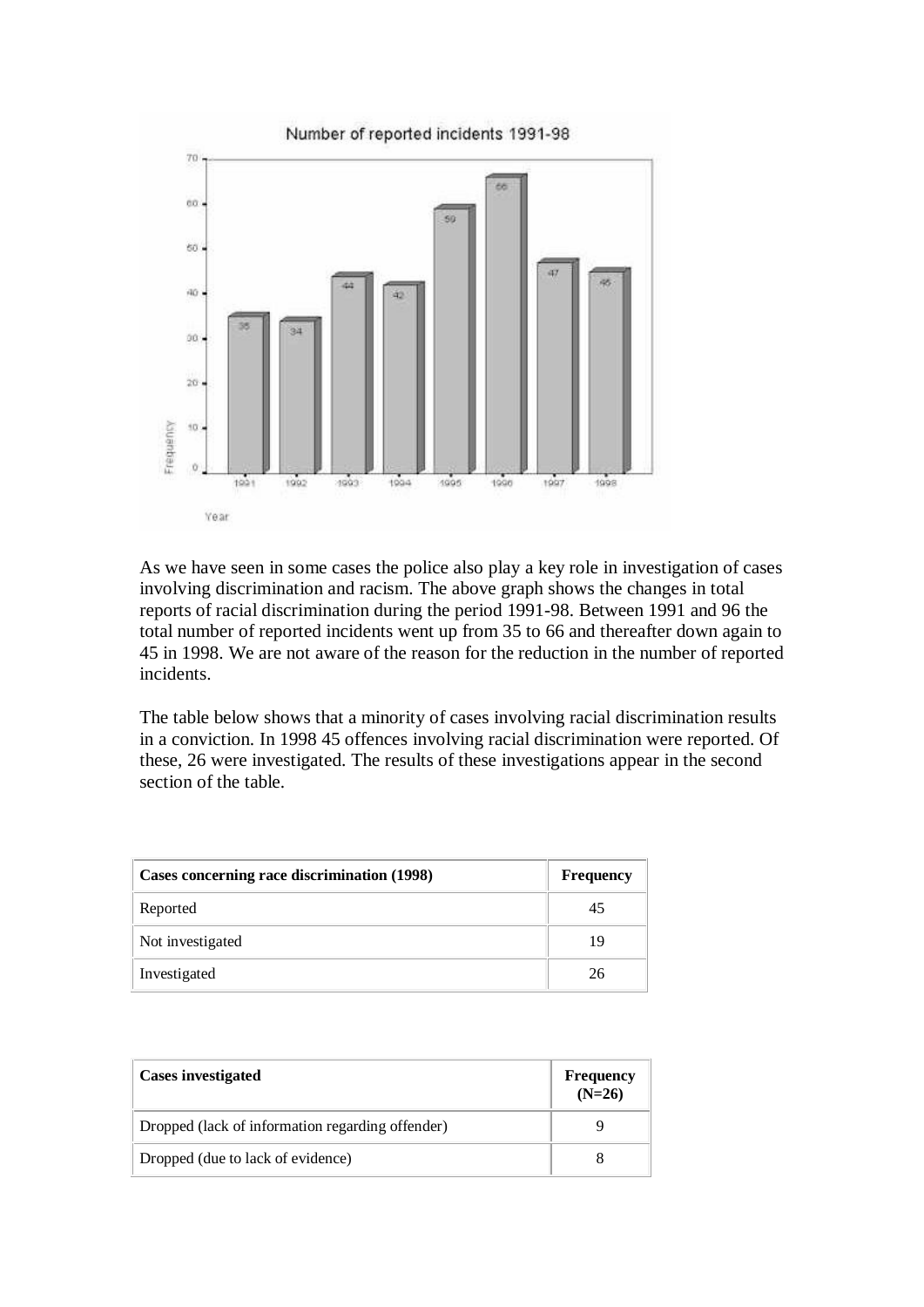As we have seen in some cases the police also play a key role in investigation of cases involving discrimination and racism. The above graph shows the changes in total reports of racial discrimination during the period 1991-98. Between 1991 and 96 the total number of reported incidents went up from 35 to 66 and thereafter down again to 45 in 1998. We are not aware of the reason for the reduction in the number of reported incidents.

The table below shows that a minority of cases involving racial discrimination results in a conviction. In 1998 45 offences involving racial discrimination were reported. Of these, 26 were investigated. The results of these investigations appear in the second section of the table.

| **Cases concerning race discrimination (1998)** | **Frequency** |
| --- | --- |
| Reported | 45 |
| Not investigated | 19 |
| Investigated | 26 |

| **Cases investigated** | **Frequency (N=26)** |
| --- | --- |
| Dropped (lack of information regarding offender) | 9 |
| Dropped (due to lack of evidence) | 8 |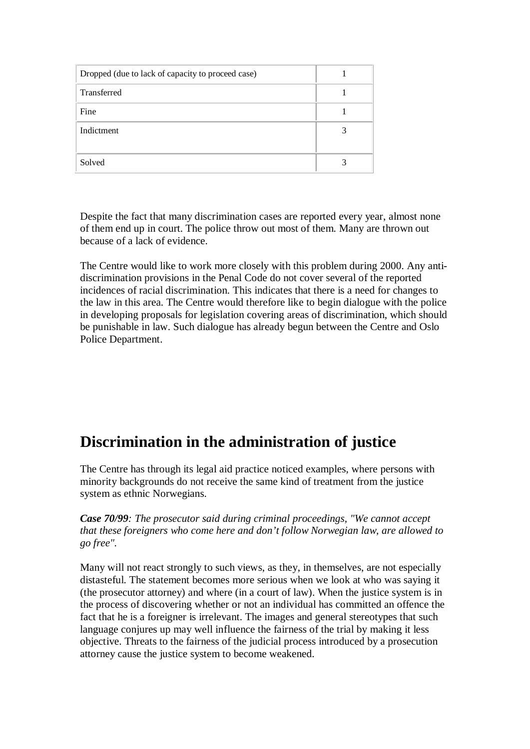| Dropped (due to lack of capacity to proceed case) | 1 |
|---|---|
| Transferred | 1 |
| Fine | 1 |
| Indictment | 3 |
| Solved | 3 |

Despite the fact that many discrimination cases are reported every year, almost none of them end up in court. The police throw out most of them. Many are thrown out because of a lack of evidence.

The Centre would like to work more closely with this problem during 2000. Any anti-discrimination provisions in the Penal Code do not cover several of the reported incidences of racial discrimination. This indicates that there is a need for changes to the law in this area. The Centre would therefore like to begin dialogue with the police in developing proposals for legislation covering areas of discrimination, which should be punishable in law. Such dialogue has already begun between the Centre and Oslo Police Department.

# Discrimination in the administration of justice

The Centre has through its legal aid practice noticed examples, where persons with minority backgrounds do not receive the same kind of treatment from the justice system as ethnic Norwegians.

***Case 70/99****: The prosecutor said during criminal proceedings, "We cannot accept that these foreigners who come here and don't follow Norwegian law, are allowed to go free".*

Many will not react strongly to such views, as they, in themselves, are not especially distasteful. The statement becomes more serious when we look at who was saying it (the prosecutor attorney) and where (in a court of law). When the justice system is in the process of discovering whether or not an individual has committed an offence the fact that he is a foreigner is irrelevant. The images and general stereotypes that such language conjures up may well influence the fairness of the trial by making it less objective. Threats to the fairness of the judicial process introduced by a prosecution attorney cause the justice system to become weakened.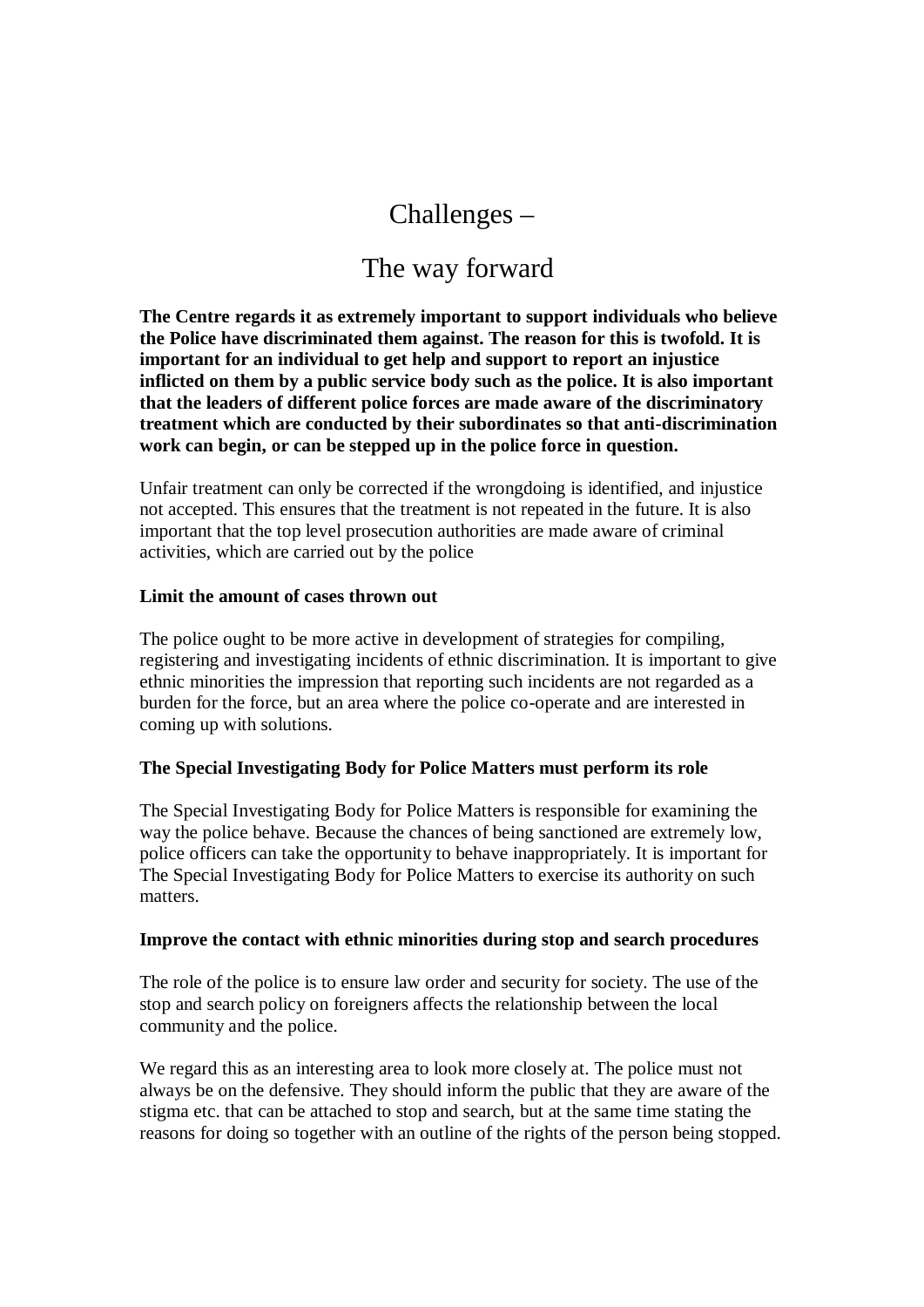# Challenges –

# The way forward

**The Centre regards it as extremely important to support individuals who believe the Police have discriminated them against. The reason for this is twofold. It is important for an individual to get help and support to report an injustice inflicted on them by a public service body such as the police. It is also important that the leaders of different police forces are made aware of the discriminatory treatment which are conducted by their subordinates so that anti-discrimination work can begin, or can be stepped up in the police force in question.**

Unfair treatment can only be corrected if the wrongdoing is identified, and injustice not accepted. This ensures that the treatment is not repeated in the future. It is also important that the top level prosecution authorities are made aware of criminal activities, which are carried out by the police

**Limit the amount of cases thrown out**

The police ought to be more active in development of strategies for compiling, registering and investigating incidents of ethnic discrimination. It is important to give ethnic minorities the impression that reporting such incidents are not regarded as a burden for the force, but an area where the police co-operate and are interested in coming up with solutions.

**The Special Investigating Body for Police Matters must perform its role**

The Special Investigating Body for Police Matters is responsible for examining the way the police behave. Because the chances of being sanctioned are extremely low, police officers can take the opportunity to behave inappropriately. It is important for The Special Investigating Body for Police Matters to exercise its authority on such matters.

**Improve the contact with ethnic minorities during stop and search procedures**

The role of the police is to ensure law order and security for society. The use of the stop and search policy on foreigners affects the relationship between the local community and the police.

We regard this as an interesting area to look more closely at. The police must not always be on the defensive. They should inform the public that they are aware of the stigma etc. that can be attached to stop and search, but at the same time stating the reasons for doing so together with an outline of the rights of the person being stopped.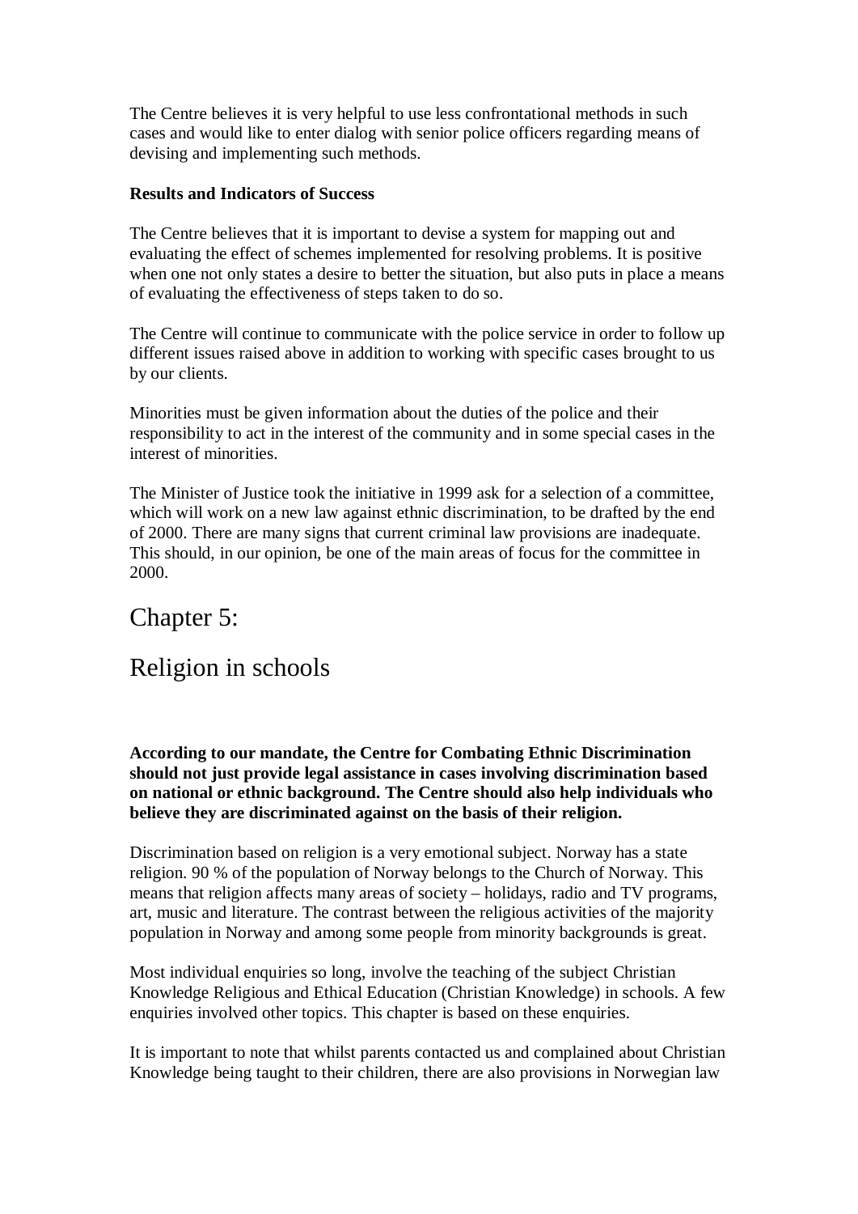The Centre believes it is very helpful to use less confrontational methods in such cases and would like to enter dialog with senior police officers regarding means of devising and implementing such methods.

**Results and Indicators of Success**

The Centre believes that it is important to devise a system for mapping out and evaluating the effect of schemes implemented for resolving problems. It is positive when one not only states a desire to better the situation, but also puts in place a means of evaluating the effectiveness of steps taken to do so.

The Centre will continue to communicate with the police service in order to follow up different issues raised above in addition to working with specific cases brought to us by our clients.

Minorities must be given information about the duties of the police and their responsibility to act in the interest of the community and in some special cases in the interest of minorities.

The Minister of Justice took the initiative in 1999 ask for a selection of a committee, which will work on a new law against ethnic discrimination, to be drafted by the end of 2000. There are many signs that current criminal law provisions are inadequate. This should, in our opinion, be one of the main areas of focus for the committee in 2000.

# Chapter 5:

# Religion in schools

**According to our mandate, the Centre for Combating Ethnic Discrimination should not just provide legal assistance in cases involving discrimination based on national or ethnic background. The Centre should also help individuals who believe they are discriminated against on the basis of their religion.**

Discrimination based on religion is a very emotional subject. Norway has a state religion. 90 % of the population of Norway belongs to the Church of Norway. This means that religion affects many areas of society – holidays, radio and TV programs, art, music and literature. The contrast between the religious activities of the majority population in Norway and among some people from minority backgrounds is great.

Most individual enquiries so long, involve the teaching of the subject Christian Knowledge Religious and Ethical Education (Christian Knowledge) in schools. A few enquiries involved other topics. This chapter is based on these enquiries.

It is important to note that whilst parents contacted us and complained about Christian Knowledge being taught to their children, there are also provisions in Norwegian law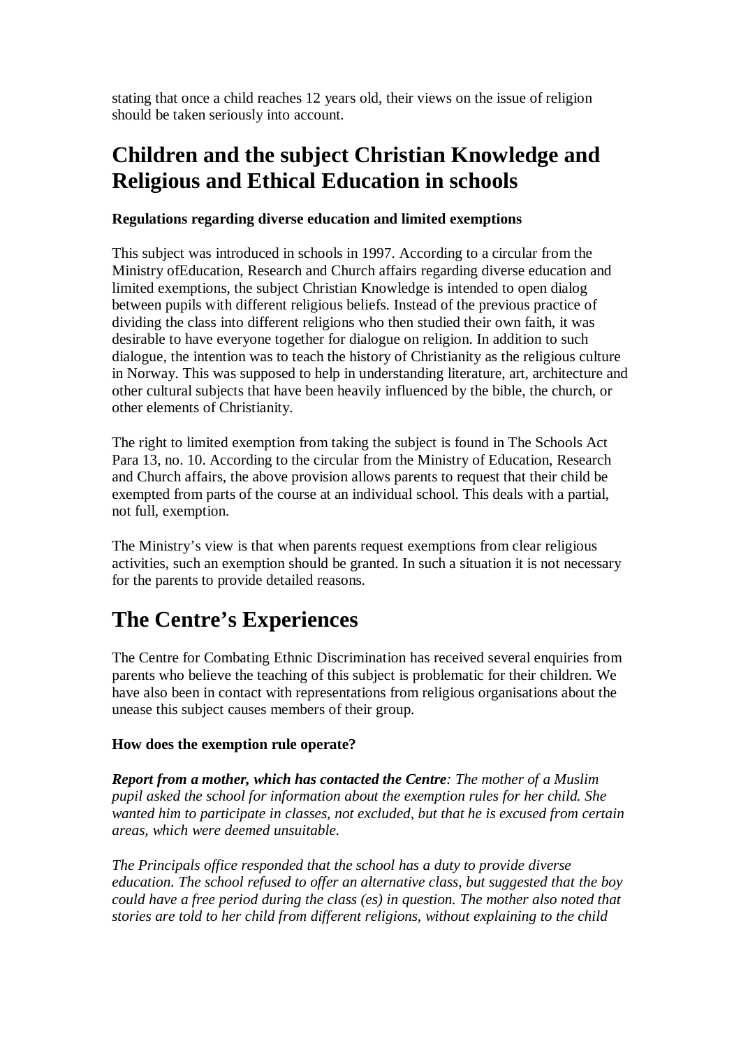stating that once a child reaches 12 years old, their views on the issue of religion should be taken seriously into account.

# Children and the subject Christian Knowledge and Religious and Ethical Education in schools

**Regulations regarding diverse education and limited exemptions**

This subject was introduced in schools in 1997. According to a circular from the Ministry ofEducation, Research and Church affairs regarding diverse education and limited exemptions, the subject Christian Knowledge is intended to open dialog between pupils with different religious beliefs. Instead of the previous practice of dividing the class into different religions who then studied their own faith, it was desirable to have everyone together for dialogue on religion. In addition to such dialogue, the intention was to teach the history of Christianity as the religious culture in Norway. This was supposed to help in understanding literature, art, architecture and other cultural subjects that have been heavily influenced by the bible, the church, or other elements of Christianity.

The right to limited exemption from taking the subject is found in The Schools Act Para 13, no. 10. According to the circular from the Ministry of Education, Research and Church affairs, the above provision allows parents to request that their child be exempted from parts of the course at an individual school. This deals with a partial, not full, exemption.

The Ministry's view is that when parents request exemptions from clear religious activities, such an exemption should be granted. In such a situation it is not necessary for the parents to provide detailed reasons.

# The Centre's Experiences

The Centre for Combating Ethnic Discrimination has received several enquiries from parents who believe the teaching of this subject is problematic for their children. We have also been in contact with representations from religious organisations about the unease this subject causes members of their group.

**How does the exemption rule operate?**

***Report from a mother, which has contacted the Centre****: The mother of a Muslim pupil asked the school for information about the exemption rules for her child. She wanted him to participate in classes, not excluded, but that he is excused from certain areas, which were deemed unsuitable.*

*The Principals office responded that the school has a duty to provide diverse education. The school refused to offer an alternative class, but suggested that the boy could have a free period during the class (es) in question. The mother also noted that stories are told to her child from different religions, without explaining to the child*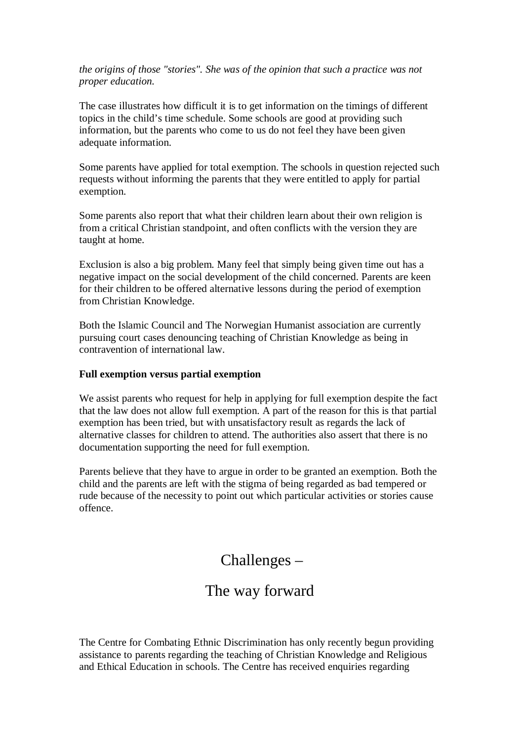*the origins of those "stories". She was of the opinion that such a practice was not proper education.*

The case illustrates how difficult it is to get information on the timings of different topics in the child's time schedule. Some schools are good at providing such information, but the parents who come to us do not feel they have been given adequate information.

Some parents have applied for total exemption. The schools in question rejected such requests without informing the parents that they were entitled to apply for partial exemption.

Some parents also report that what their children learn about their own religion is from a critical Christian standpoint, and often conflicts with the version they are taught at home.

Exclusion is also a big problem. Many feel that simply being given time out has a negative impact on the social development of the child concerned. Parents are keen for their children to be offered alternative lessons during the period of exemption from Christian Knowledge.

Both the Islamic Council and The Norwegian Humanist association are currently pursuing court cases denouncing teaching of Christian Knowledge as being in contravention of international law.

**Full exemption versus partial exemption**

We assist parents who request for help in applying for full exemption despite the fact that the law does not allow full exemption. A part of the reason for this is that partial exemption has been tried, but with unsatisfactory result as regards the lack of alternative classes for children to attend. The authorities also assert that there is no documentation supporting the need for full exemption.

Parents believe that they have to argue in order to be granted an exemption. Both the child and the parents are left with the stigma of being regarded as bad tempered or rude because of the necessity to point out which particular activities or stories cause offence.

# Challenges – The way forward

The Centre for Combating Ethnic Discrimination has only recently begun providing assistance to parents regarding the teaching of Christian Knowledge and Religious and Ethical Education in schools. The Centre has received enquiries regarding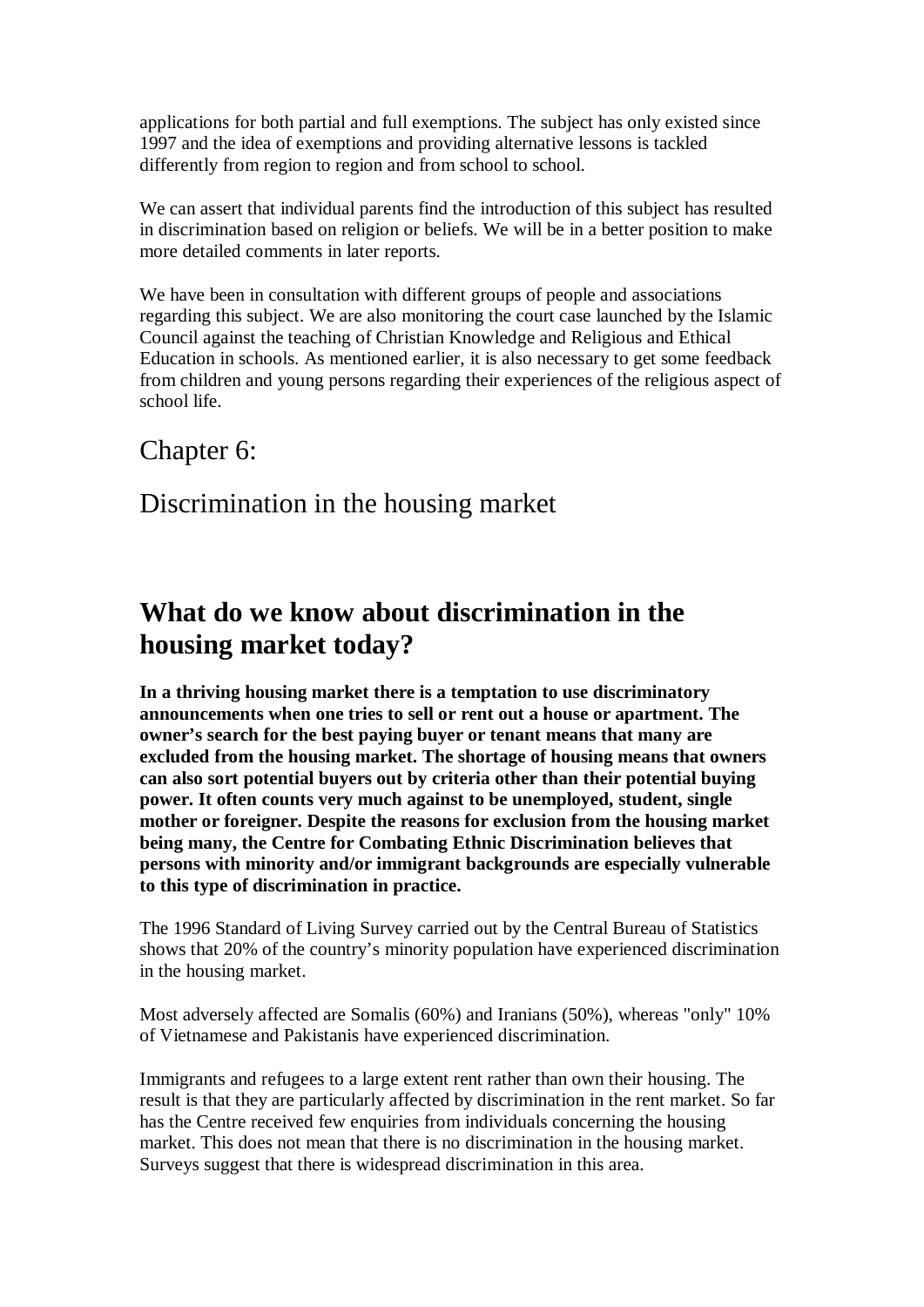applications for both partial and full exemptions. The subject has only existed since 1997 and the idea of exemptions and providing alternative lessons is tackled differently from region to region and from school to school.

We can assert that individual parents find the introduction of this subject has resulted in discrimination based on religion or beliefs. We will be in a better position to make more detailed comments in later reports.

We have been in consultation with different groups of people and associations regarding this subject. We are also monitoring the court case launched by the Islamic Council against the teaching of Christian Knowledge and Religious and Ethical Education in schools. As mentioned earlier, it is also necessary to get some feedback from children and young persons regarding their experiences of the religious aspect of school life.

# Chapter 6:

# Discrimination in the housing market

## What do we know about discrimination in the housing market today?

**In a thriving housing market there is a temptation to use discriminatory announcements when one tries to sell or rent out a house or apartment. The owner's search for the best paying buyer or tenant means that many are excluded from the housing market. The shortage of housing means that owners can also sort potential buyers out by criteria other than their potential buying power. It often counts very much against to be unemployed, student, single mother or foreigner. Despite the reasons for exclusion from the housing market being many, the Centre for Combating Ethnic Discrimination believes that persons with minority and/or immigrant backgrounds are especially vulnerable to this type of discrimination in practice.**

The 1996 Standard of Living Survey carried out by the Central Bureau of Statistics shows that 20% of the country's minority population have experienced discrimination in the housing market.

Most adversely affected are Somalis (60%) and Iranians (50%), whereas "only" 10% of Vietnamese and Pakistanis have experienced discrimination.

Immigrants and refugees to a large extent rent rather than own their housing. The result is that they are particularly affected by discrimination in the rent market. So far has the Centre received few enquiries from individuals concerning the housing market. This does not mean that there is no discrimination in the housing market. Surveys suggest that there is widespread discrimination in this area.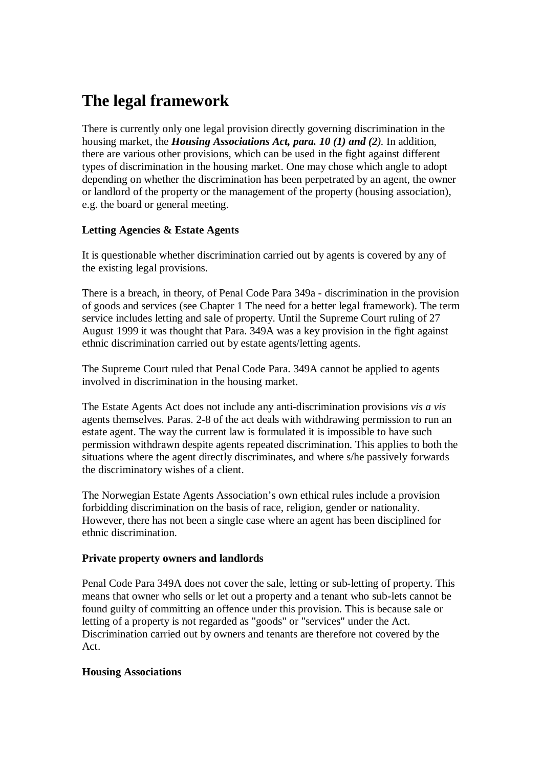# The legal framework

There is currently only one legal provision directly governing discrimination in the housing market, the ***Housing Associations Act, para. 10 (1) and (2)***. In addition, there are various other provisions, which can be used in the fight against different types of discrimination in the housing market. One may chose which angle to adopt depending on whether the discrimination has been perpetrated by an agent, the owner or landlord of the property or the management of the property (housing association), e.g. the board or general meeting.

**Letting Agencies & Estate Agents**

It is questionable whether discrimination carried out by agents is covered by any of the existing legal provisions.

There is a breach, in theory, of Penal Code Para 349a - discrimination in the provision of goods and services (see Chapter 1 The need for a better legal framework). The term service includes letting and sale of property. Until the Supreme Court ruling of 27 August 1999 it was thought that Para. 349A was a key provision in the fight against ethnic discrimination carried out by estate agents/letting agents.

The Supreme Court ruled that Penal Code Para. 349A cannot be applied to agents involved in discrimination in the housing market.

The Estate Agents Act does not include any anti-discrimination provisions *vis a vis* agents themselves. Paras. 2-8 of the act deals with withdrawing permission to run an estate agent. The way the current law is formulated it is impossible to have such permission withdrawn despite agents repeated discrimination. This applies to both the situations where the agent directly discriminates, and where s/he passively forwards the discriminatory wishes of a client.

The Norwegian Estate Agents Association’s own ethical rules include a provision forbidding discrimination on the basis of race, religion, gender or nationality. However, there has not been a single case where an agent has been disciplined for ethnic discrimination.

**Private property owners and landlords**

Penal Code Para 349A does not cover the sale, letting or sub-letting of property. This means that owner who sells or let out a property and a tenant who sub-lets cannot be found guilty of committing an offence under this provision. This is because sale or letting of a property is not regarded as "goods" or "services" under the Act. Discrimination carried out by owners and tenants are therefore not covered by the Act.

**Housing Associations**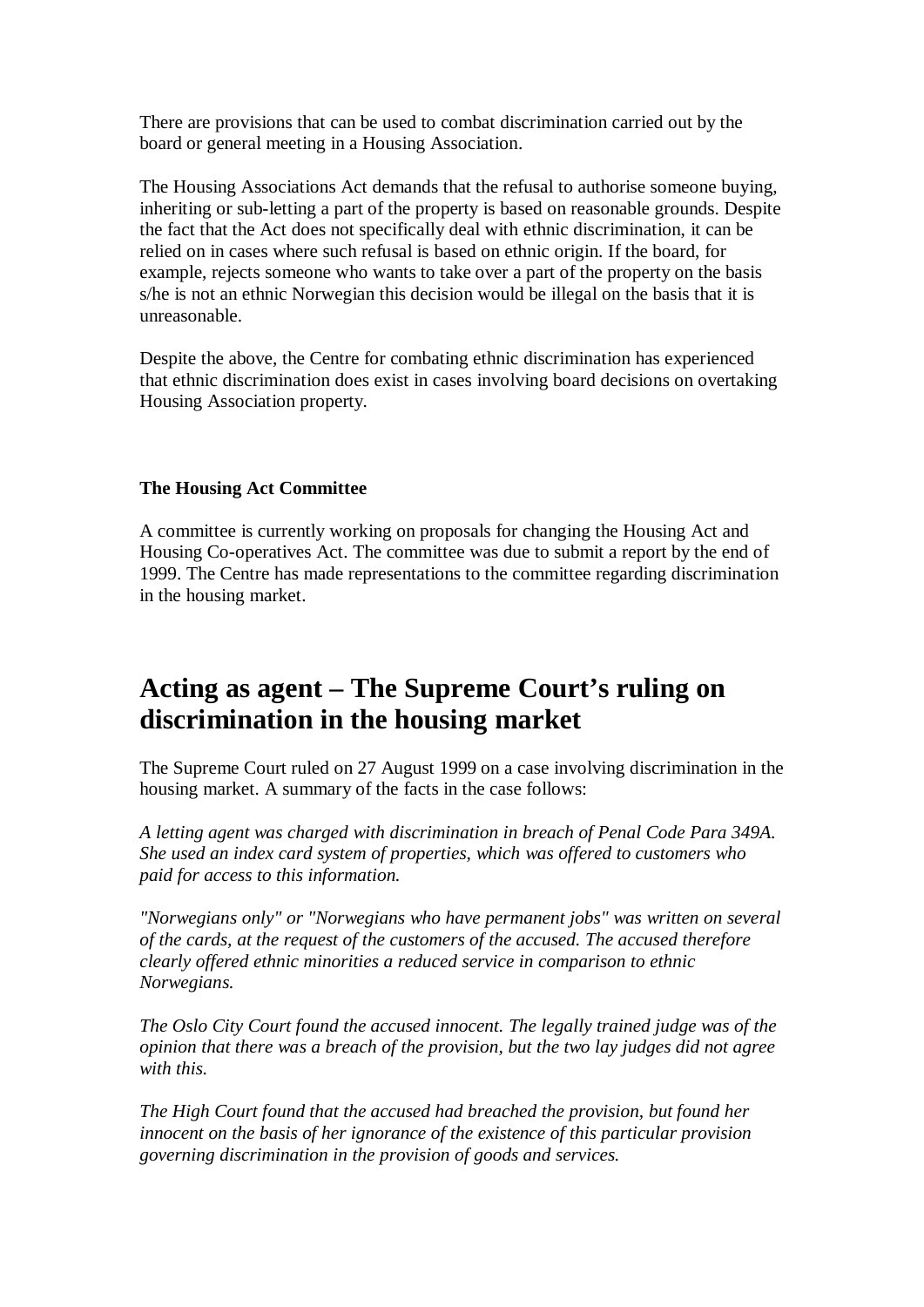There are provisions that can be used to combat discrimination carried out by the board or general meeting in a Housing Association.

The Housing Associations Act demands that the refusal to authorise someone buying, inheriting or sub-letting a part of the property is based on reasonable grounds. Despite the fact that the Act does not specifically deal with ethnic discrimination, it can be relied on in cases where such refusal is based on ethnic origin. If the board, for example, rejects someone who wants to take over a part of the property on the basis s/he is not an ethnic Norwegian this decision would be illegal on the basis that it is unreasonable.

Despite the above, the Centre for combating ethnic discrimination has experienced that ethnic discrimination does exist in cases involving board decisions on overtaking Housing Association property.

**The Housing Act Committee**

A committee is currently working on proposals for changing the Housing Act and Housing Co-operatives Act. The committee was due to submit a report by the end of 1999. The Centre has made representations to the committee regarding discrimination in the housing market.

## Acting as agent – The Supreme Court's ruling on discrimination in the housing market

The Supreme Court ruled on 27 August 1999 on a case involving discrimination in the housing market. A summary of the facts in the case follows:

*A letting agent was charged with discrimination in breach of Penal Code Para 349A. She used an index card system of properties, which was offered to customers who paid for access to this information.*

*"Norwegians only" or "Norwegians who have permanent jobs" was written on several of the cards, at the request of the customers of the accused. The accused therefore clearly offered ethnic minorities a reduced service in comparison to ethnic Norwegians.*

*The Oslo City Court found the accused innocent. The legally trained judge was of the opinion that there was a breach of the provision, but the two lay judges did not agree with this.*

*The High Court found that the accused had breached the provision, but found her innocent on the basis of her ignorance of the existence of this particular provision governing discrimination in the provision of goods and services.*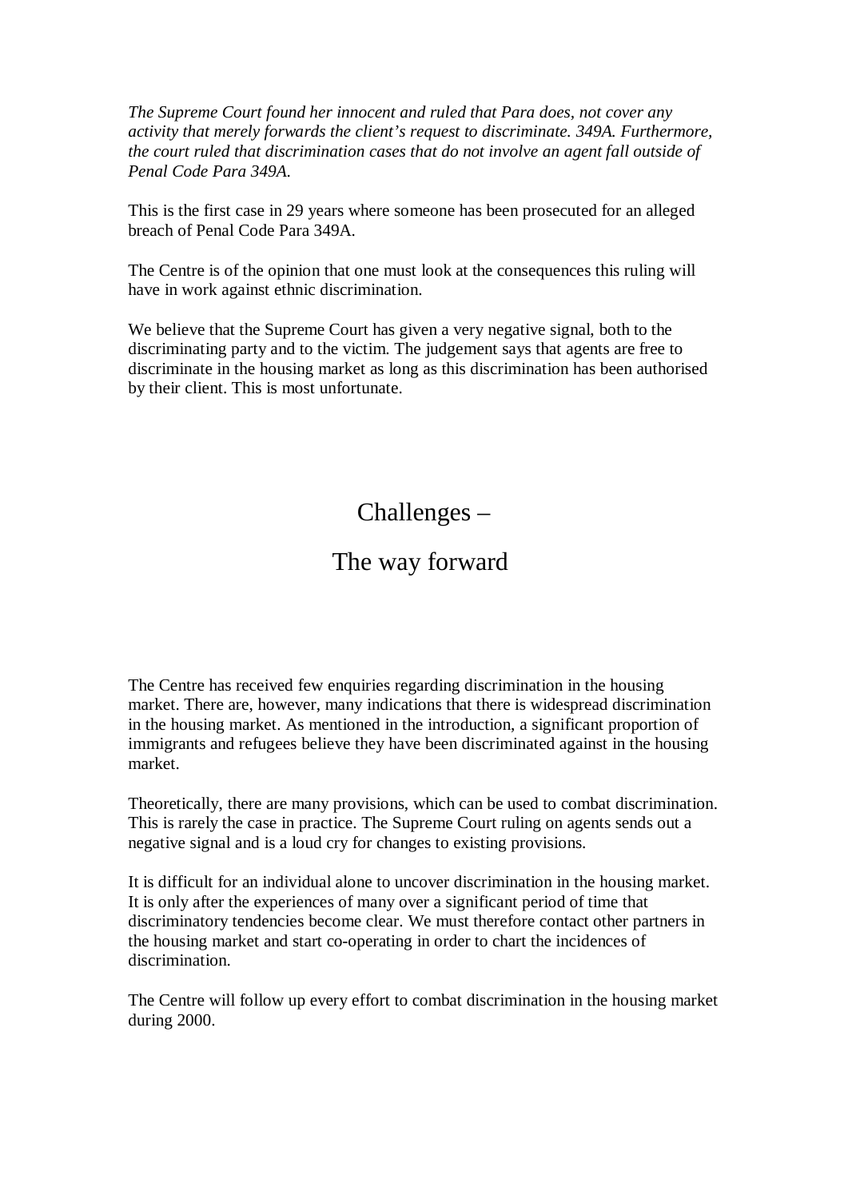*The Supreme Court found her innocent and ruled that Para does, not cover any activity that merely forwards the client's request to discriminate. 349A. Furthermore, the court ruled that discrimination cases that do not involve an agent fall outside of Penal Code Para 349A.*

This is the first case in 29 years where someone has been prosecuted for an alleged breach of Penal Code Para 349A.

The Centre is of the opinion that one must look at the consequences this ruling will have in work against ethnic discrimination.

We believe that the Supreme Court has given a very negative signal, both to the discriminating party and to the victim. The judgement says that agents are free to discriminate in the housing market as long as this discrimination has been authorised by their client. This is most unfortunate.

# Challenges –

# The way forward

The Centre has received few enquiries regarding discrimination in the housing market. There are, however, many indications that there is widespread discrimination in the housing market. As mentioned in the introduction, a significant proportion of immigrants and refugees believe they have been discriminated against in the housing market.

Theoretically, there are many provisions, which can be used to combat discrimination. This is rarely the case in practice. The Supreme Court ruling on agents sends out a negative signal and is a loud cry for changes to existing provisions.

It is difficult for an individual alone to uncover discrimination in the housing market. It is only after the experiences of many over a significant period of time that discriminatory tendencies become clear. We must therefore contact other partners in the housing market and start co-operating in order to chart the incidences of discrimination.

The Centre will follow up every effort to combat discrimination in the housing market during 2000.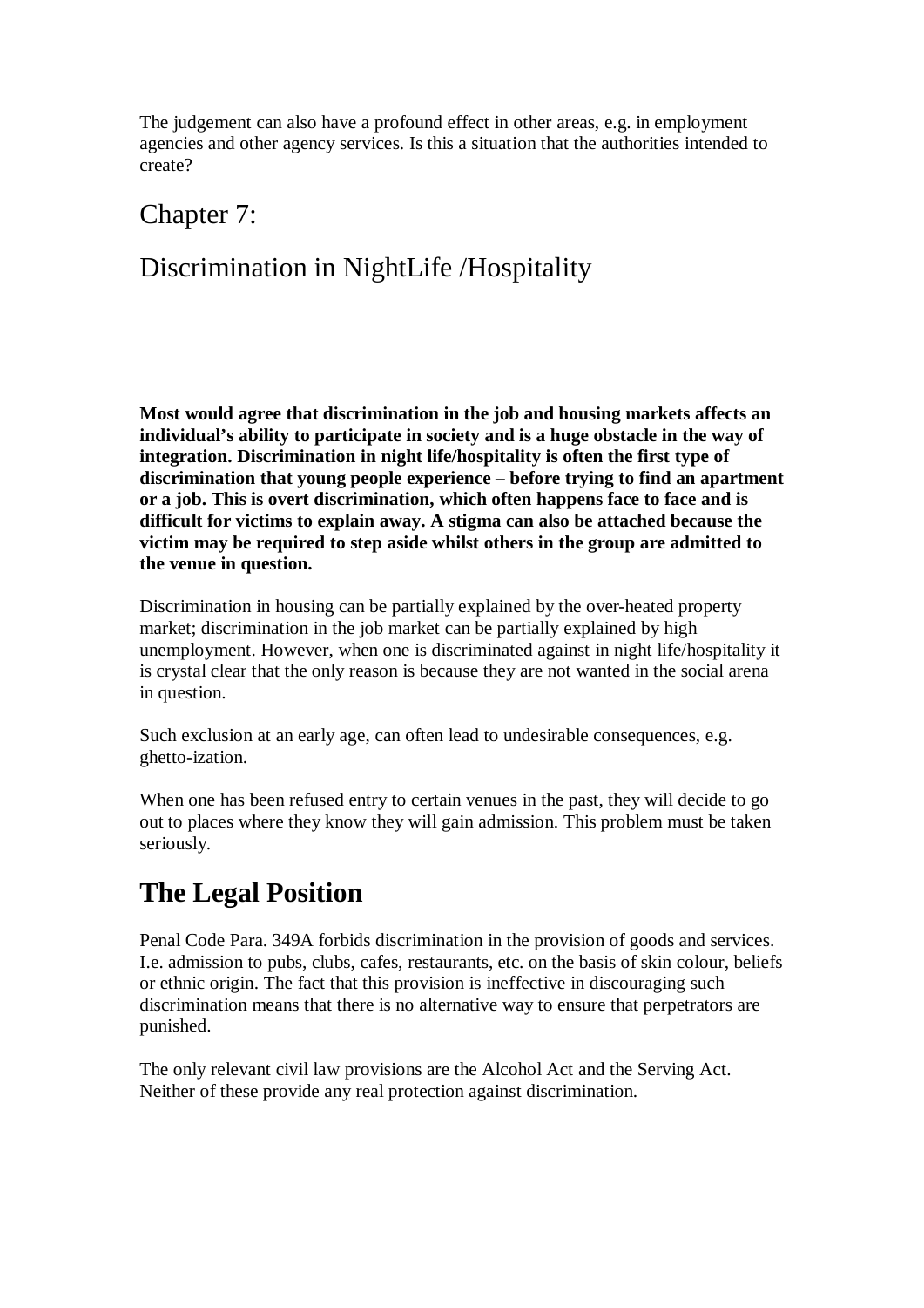The judgement can also have a profound effect in other areas, e.g. in employment agencies and other agency services. Is this a situation that the authorities intended to create?

# Chapter 7:

# Discrimination in NightLife /Hospitality

**Most would agree that discrimination in the job and housing markets affects an individual's ability to participate in society and is a huge obstacle in the way of integration. Discrimination in night life/hospitality is often the first type of discrimination that young people experience – before trying to find an apartment or a job. This is overt discrimination, which often happens face to face and is difficult for victims to explain away. A stigma can also be attached because the victim may be required to step aside whilst others in the group are admitted to the venue in question.**

Discrimination in housing can be partially explained by the over-heated property market; discrimination in the job market can be partially explained by high unemployment. However, when one is discriminated against in night life/hospitality it is crystal clear that the only reason is because they are not wanted in the social arena in question.

Such exclusion at an early age, can often lead to undesirable consequences, e.g. ghetto-ization.

When one has been refused entry to certain venues in the past, they will decide to go out to places where they know they will gain admission. This problem must be taken seriously.

## The Legal Position

Penal Code Para. 349A forbids discrimination in the provision of goods and services. I.e. admission to pubs, clubs, cafes, restaurants, etc. on the basis of skin colour, beliefs or ethnic origin. The fact that this provision is ineffective in discouraging such discrimination means that there is no alternative way to ensure that perpetrators are punished.

The only relevant civil law provisions are the Alcohol Act and the Serving Act. Neither of these provide any real protection against discrimination.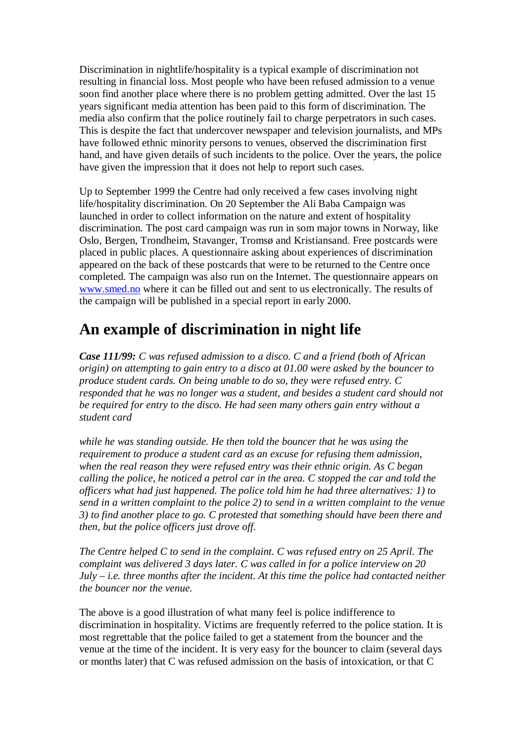Discrimination in nightlife/hospitality is a typical example of discrimination not resulting in financial loss. Most people who have been refused admission to a venue soon find another place where there is no problem getting admitted. Over the last 15 years significant media attention has been paid to this form of discrimination. The media also confirm that the police routinely fail to charge perpetrators in such cases. This is despite the fact that undercover newspaper and television journalists, and MPs have followed ethnic minority persons to venues, observed the discrimination first hand, and have given details of such incidents to the police. Over the years, the police have given the impression that it does not help to report such cases.

Up to September 1999 the Centre had only received a few cases involving night life/hospitality discrimination. On 20 September the Ali Baba Campaign was launched in order to collect information on the nature and extent of hospitality discrimination. The post card campaign was run in som major towns in Norway, like Oslo, Bergen, Trondheim, Stavanger, Tromsø and Kristiansand. Free postcards were placed in public places. A questionnaire asking about experiences of discrimination appeared on the back of these postcards that were to be returned to the Centre once completed. The campaign was also run on the Internet. The questionnaire appears on www.smed.no where it can be filled out and sent to us electronically. The results of the campaign will be published in a special report in early 2000.

## An example of discrimination in night life

***Case 111/99:*** *C was refused admission to a disco. C and a friend (both of African origin) on attempting to gain entry to a disco at 01.00 were asked by the bouncer to produce student cards. On being unable to do so, they were refused entry. C responded that he was no longer was a student, and besides a student card should not be required for entry to the disco. He had seen many others gain entry without a student card*

*while he was standing outside. He then told the bouncer that he was using the requirement to produce a student card as an excuse for refusing them admission, when the real reason they were refused entry was their ethnic origin. As C began calling the police, he noticed a petrol car in the area. C stopped the car and told the officers what had just happened. The police told him he had three alternatives: 1) to send in a written complaint to the police 2) to send in a written complaint to the venue 3) to find another place to go. C protested that something should have been there and then, but the police officers just drove off.*

*The Centre helped C to send in the complaint. C was refused entry on 25 April. The complaint was delivered 3 days later. C was called in for a police interview on 20 July – i.e. three months after the incident. At this time the police had contacted neither the bouncer nor the venue.*

The above is a good illustration of what many feel is police indifference to discrimination in hospitality. Victims are frequently referred to the police station. It is most regrettable that the police failed to get a statement from the bouncer and the venue at the time of the incident. It is very easy for the bouncer to claim (several days or months later) that C was refused admission on the basis of intoxication, or that C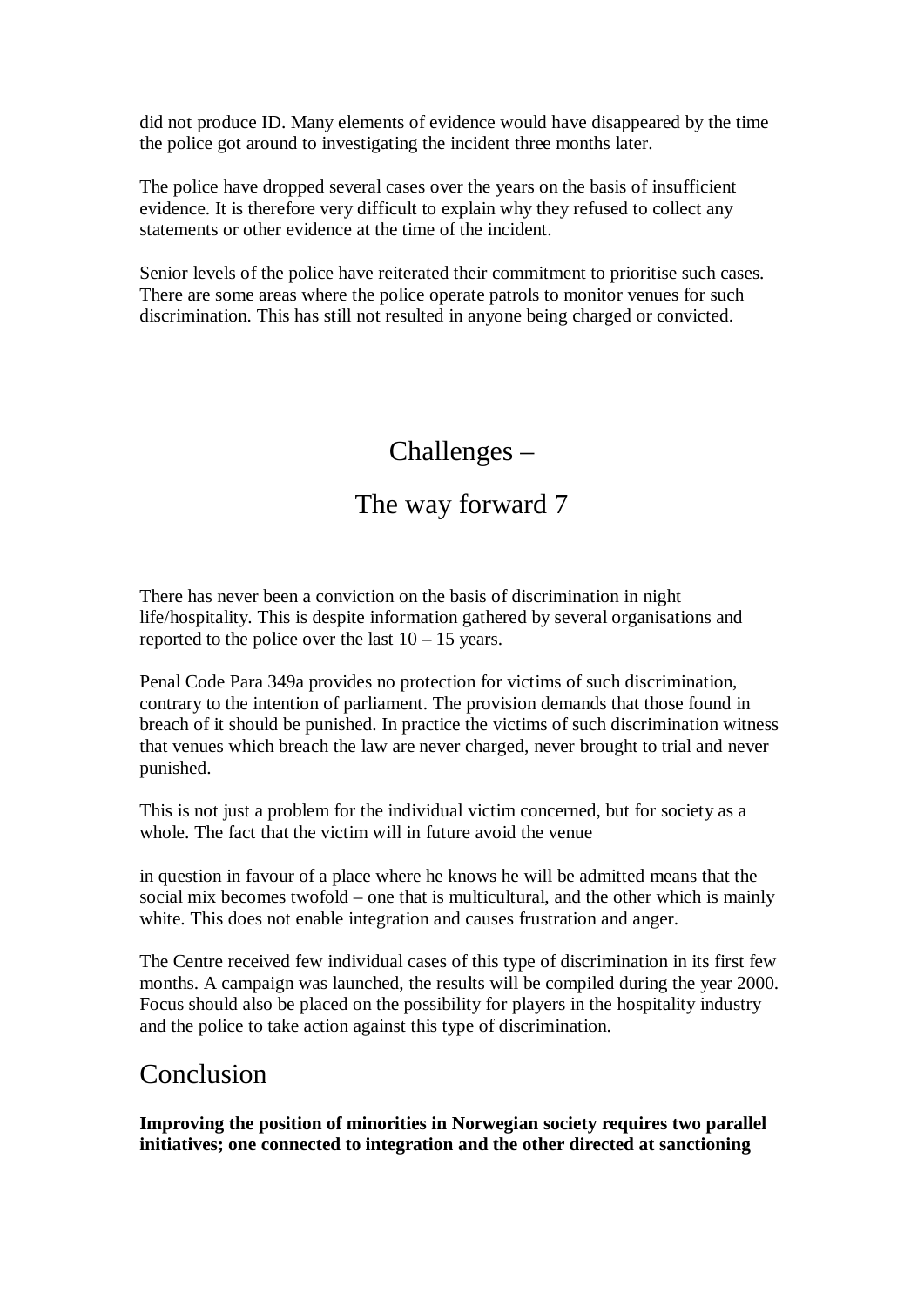did not produce ID. Many elements of evidence would have disappeared by the time the police got around to investigating the incident three months later.

The police have dropped several cases over the years on the basis of insufficient evidence. It is therefore very difficult to explain why they refused to collect any statements or other evidence at the time of the incident.

Senior levels of the police have reiterated their commitment to prioritise such cases. There are some areas where the police operate patrols to monitor venues for such discrimination. This has still not resulted in anyone being charged or convicted.

## Challenges –

## The way forward 7

There has never been a conviction on the basis of discrimination in night life/hospitality. This is despite information gathered by several organisations and reported to the police over the last 10 – 15 years.

Penal Code Para 349a provides no protection for victims of such discrimination, contrary to the intention of parliament. The provision demands that those found in breach of it should be punished. In practice the victims of such discrimination witness that venues which breach the law are never charged, never brought to trial and never punished.

This is not just a problem for the individual victim concerned, but for society as a whole. The fact that the victim will in future avoid the venue

in question in favour of a place where he knows he will be admitted means that the social mix becomes twofold – one that is multicultural, and the other which is mainly white. This does not enable integration and causes frustration and anger.

The Centre received few individual cases of this type of discrimination in its first few months. A campaign was launched, the results will be compiled during the year 2000. Focus should also be placed on the possibility for players in the hospitality industry and the police to take action against this type of discrimination.

## Conclusion

**Improving the position of minorities in Norwegian society requires two parallel initiatives; one connected to integration and the other directed at sanctioning**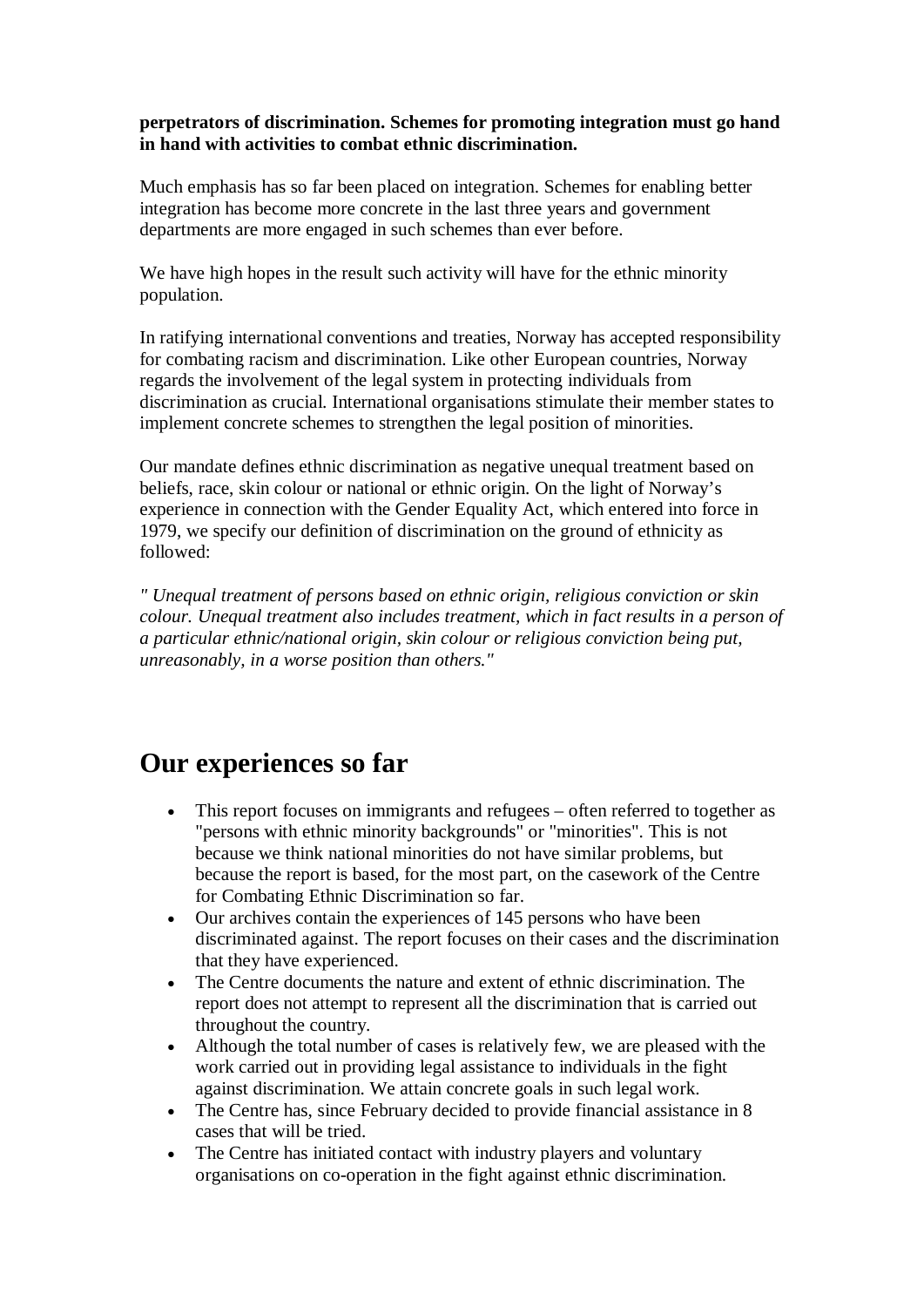**perpetrators of discrimination. Schemes for promoting integration must go hand in hand with activities to combat ethnic discrimination.**

Much emphasis has so far been placed on integration. Schemes for enabling better integration has become more concrete in the last three years and government departments are more engaged in such schemes than ever before.

We have high hopes in the result such activity will have for the ethnic minority population.

In ratifying international conventions and treaties, Norway has accepted responsibility for combating racism and discrimination. Like other European countries, Norway regards the involvement of the legal system in protecting individuals from discrimination as crucial. International organisations stimulate their member states to implement concrete schemes to strengthen the legal position of minorities.

Our mandate defines ethnic discrimination as negative unequal treatment based on beliefs, race, skin colour or national or ethnic origin. On the light of Norway's experience in connection with the Gender Equality Act, which entered into force in 1979, we specify our definition of discrimination on the ground of ethnicity as followed:

*" Unequal treatment of persons based on ethnic origin, religious conviction or skin colour. Unequal treatment also includes treatment, which in fact results in a person of a particular ethnic/national origin, skin colour or religious conviction being put, unreasonably, in a worse position than others."*

## Our experiences so far

- This report focuses on immigrants and refugees – often referred to together as "persons with ethnic minority backgrounds" or "minorities". This is not because we think national minorities do not have similar problems, but because the report is based, for the most part, on the casework of the Centre for Combating Ethnic Discrimination so far.
- Our archives contain the experiences of 145 persons who have been discriminated against. The report focuses on their cases and the discrimination that they have experienced.
- The Centre documents the nature and extent of ethnic discrimination. The report does not attempt to represent all the discrimination that is carried out throughout the country.
- Although the total number of cases is relatively few, we are pleased with the work carried out in providing legal assistance to individuals in the fight against discrimination. We attain concrete goals in such legal work.
- The Centre has, since February decided to provide financial assistance in 8 cases that will be tried.
- The Centre has initiated contact with industry players and voluntary organisations on co-operation in the fight against ethnic discrimination.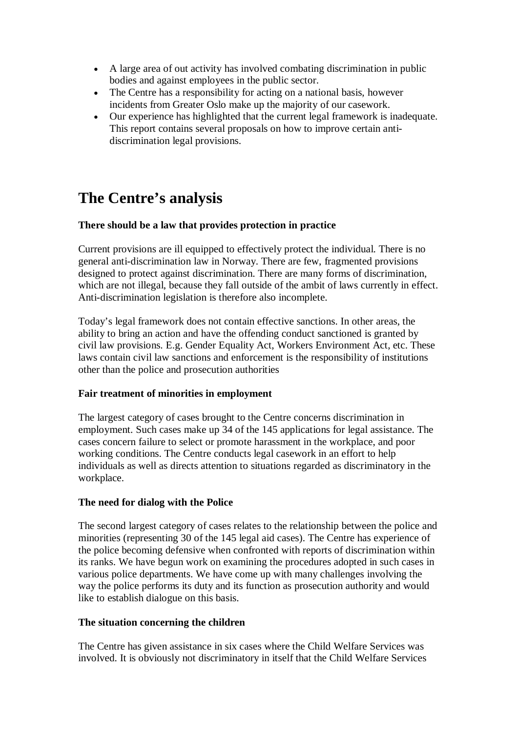- A large area of out activity has involved combating discrimination in public bodies and against employees in the public sector.
- The Centre has a responsibility for acting on a national basis, however incidents from Greater Oslo make up the majority of our casework.
- Our experience has highlighted that the current legal framework is inadequate. This report contains several proposals on how to improve certain anti-discrimination legal provisions.

# The Centre's analysis

**There should be a law that provides protection in practice**

Current provisions are ill equipped to effectively protect the individual. There is no general anti-discrimination law in Norway. There are few, fragmented provisions designed to protect against discrimination. There are many forms of discrimination, which are not illegal, because they fall outside of the ambit of laws currently in effect. Anti-discrimination legislation is therefore also incomplete.

Today's legal framework does not contain effective sanctions. In other areas, the ability to bring an action and have the offending conduct sanctioned is granted by civil law provisions. E.g. Gender Equality Act, Workers Environment Act, etc. These laws contain civil law sanctions and enforcement is the responsibility of institutions other than the police and prosecution authorities

**Fair treatment of minorities in employment**

The largest category of cases brought to the Centre concerns discrimination in employment. Such cases make up 34 of the 145 applications for legal assistance. The cases concern failure to select or promote harassment in the workplace, and poor working conditions. The Centre conducts legal casework in an effort to help individuals as well as directs attention to situations regarded as discriminatory in the workplace.

**The need for dialog with the Police**

The second largest category of cases relates to the relationship between the police and minorities (representing 30 of the 145 legal aid cases). The Centre has experience of the police becoming defensive when confronted with reports of discrimination within its ranks. We have begun work on examining the procedures adopted in such cases in various police departments. We have come up with many challenges involving the way the police performs its duty and its function as prosecution authority and would like to establish dialogue on this basis.

**The situation concerning the children**

The Centre has given assistance in six cases where the Child Welfare Services was involved. It is obviously not discriminatory in itself that the Child Welfare Services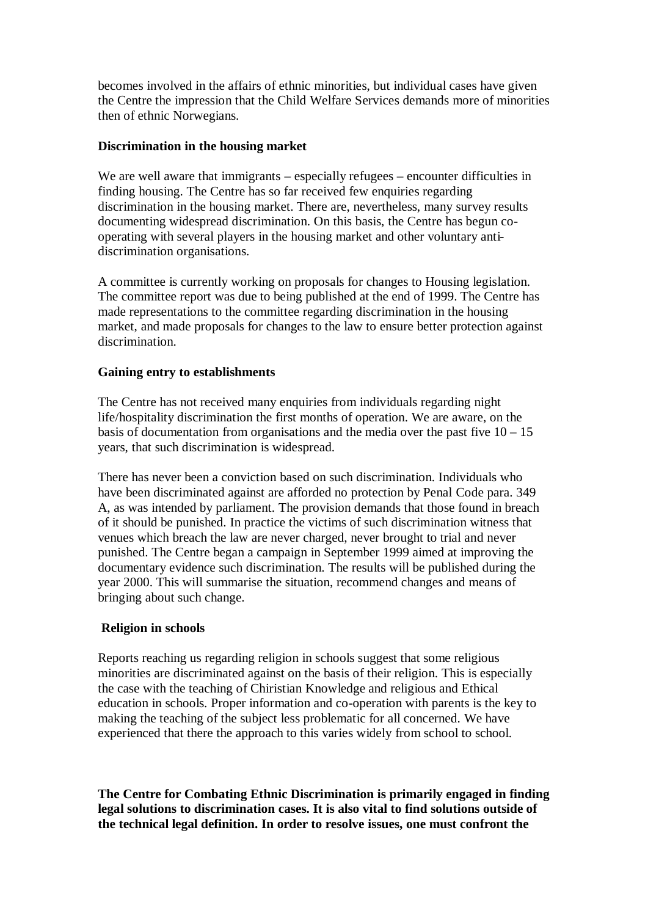becomes involved in the affairs of ethnic minorities, but individual cases have given the Centre the impression that the Child Welfare Services demands more of minorities then of ethnic Norwegians.

**Discrimination in the housing market**

We are well aware that immigrants – especially refugees – encounter difficulties in finding housing. The Centre has so far received few enquiries regarding discrimination in the housing market. There are, nevertheless, many survey results documenting widespread discrimination. On this basis, the Centre has begun co-operating with several players in the housing market and other voluntary anti-discrimination organisations.

A committee is currently working on proposals for changes to Housing legislation. The committee report was due to being published at the end of 1999. The Centre has made representations to the committee regarding discrimination in the housing market, and made proposals for changes to the law to ensure better protection against discrimination.

**Gaining entry to establishments**

The Centre has not received many enquiries from individuals regarding night life/hospitality discrimination the first months of operation. We are aware, on the basis of documentation from organisations and the media over the past five 10 – 15 years, that such discrimination is widespread.

There has never been a conviction based on such discrimination. Individuals who have been discriminated against are afforded no protection by Penal Code para. 349 A, as was intended by parliament. The provision demands that those found in breach of it should be punished. In practice the victims of such discrimination witness that venues which breach the law are never charged, never brought to trial and never punished. The Centre began a campaign in September 1999 aimed at improving the documentary evidence such discrimination. The results will be published during the year 2000. This will summarise the situation, recommend changes and means of bringing about such change.

**Religion in schools**

Reports reaching us regarding religion in schools suggest that some religious minorities are discriminated against on the basis of their religion. This is especially the case with the teaching of Chiristian Knowledge and religious and Ethical education in schools. Proper information and co-operation with parents is the key to making the teaching of the subject less problematic for all concerned. We have experienced that there the approach to this varies widely from school to school.

**The Centre for Combating Ethnic Discrimination is primarily engaged in finding legal solutions to discrimination cases. It is also vital to find solutions outside of the technical legal definition. In order to resolve issues, one must confront the**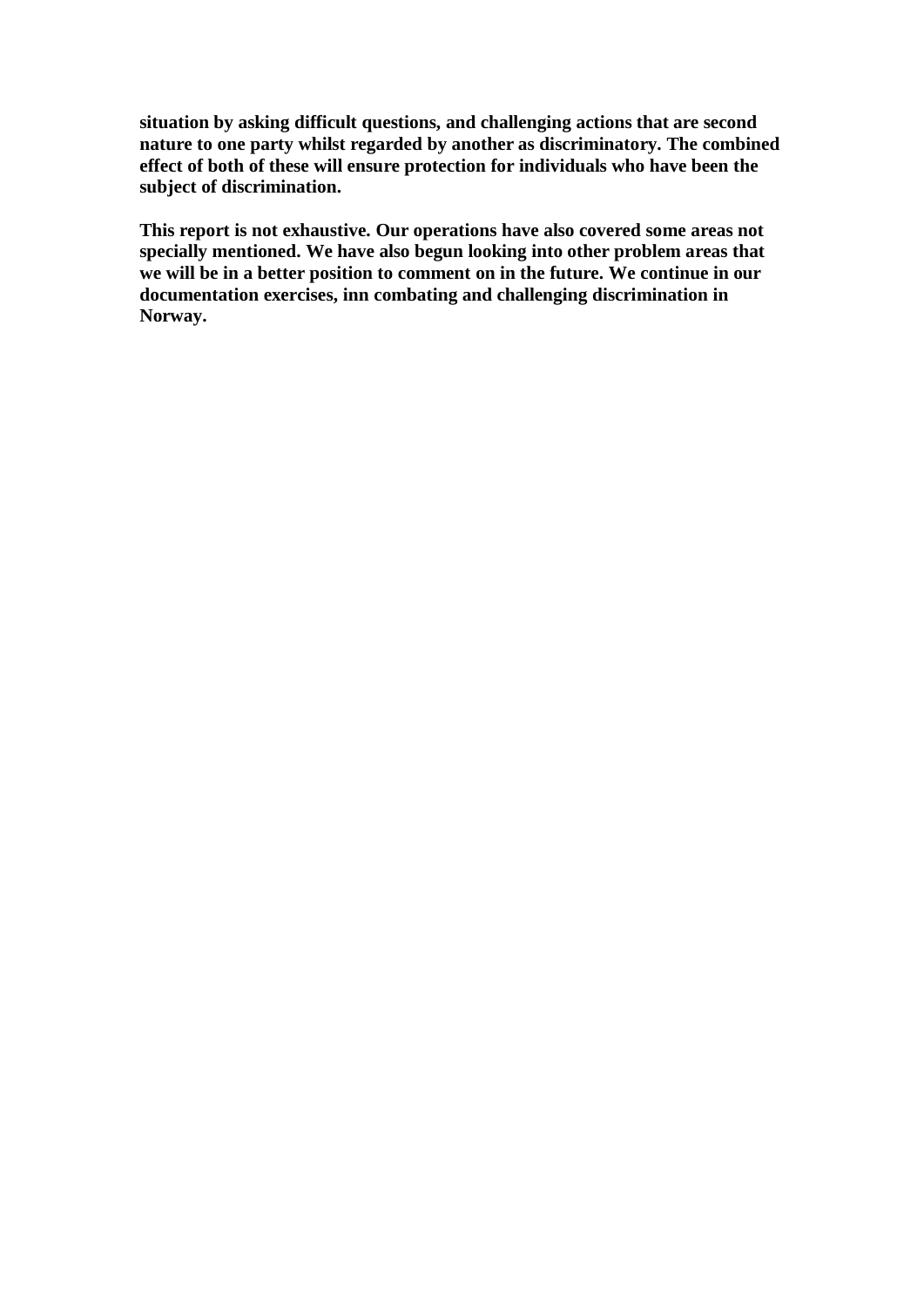**situation by asking difficult questions, and challenging actions that are second nature to one party whilst regarded by another as discriminatory. The combined effect of both of these will ensure protection for individuals who have been the subject of discrimination.**

**This report is not exhaustive. Our operations have also covered some areas not specially mentioned. We have also begun looking into other problem areas that we will be in a better position to comment on in the future. We continue in our documentation exercises, inn combating and challenging discrimination in Norway.**